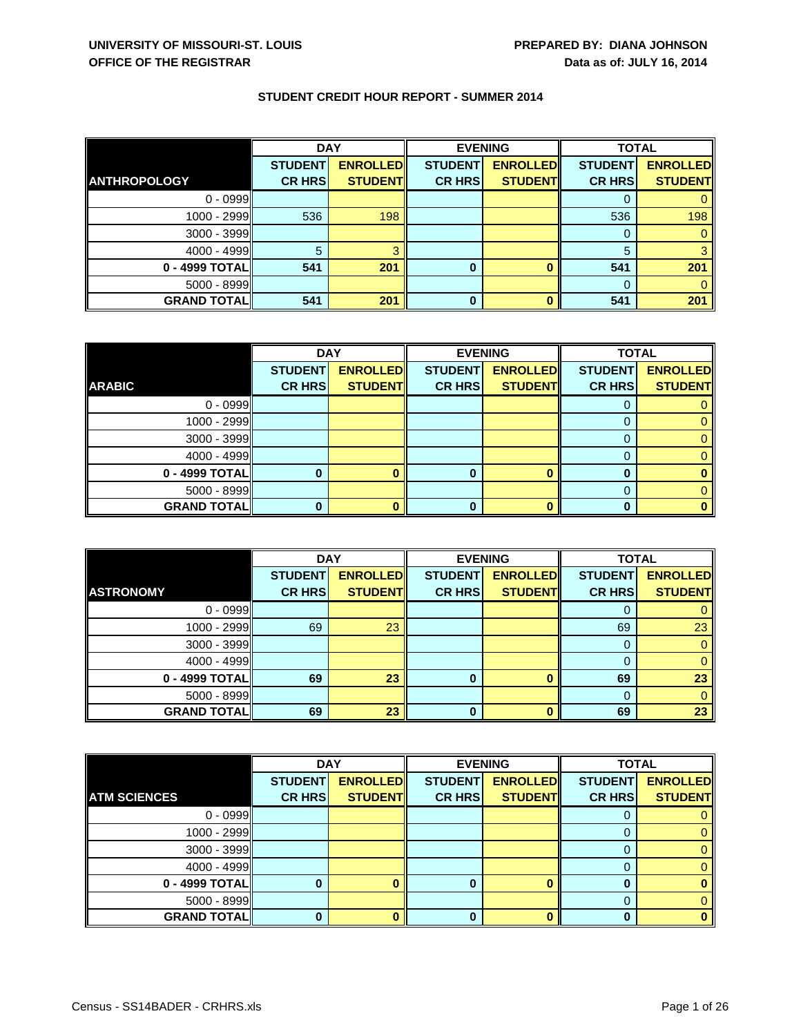**UNIVERSITY OF MISSOURI-ST. LOUIS**
**OFFICE OF THE REGISTRAR**

**PREPARED BY: DIANA JOHNSON**
**Data as of: JULY 16, 2014**

**STUDENT CREDIT HOUR REPORT - SUMMER 2014**

| | DAY | | EVENING | | TOTAL | |
|---|---|---|---|---|---|---|
| **ANTHROPOLOGY** | **STUDENT CR HRS** | **ENROLLED STUDENT** | **STUDENT CR HRS** | **ENROLLED STUDENT** | **STUDENT CR HRS** | **ENROLLED STUDENT** |
| 0 - 0999 | | | | | 0 | 0 |
| 1000 - 2999 | 536 | 198 | | | 536 | 198 |
| 3000 - 3999 | | | | | 0 | 0 |
| 4000 - 4999 | 5 | 3 | | | 5 | 3 |
| **0 - 4999 TOTAL** | **541** | **201** | **0** | **0** | **541** | **201** |
| 5000 - 8999 | | | | | 0 | 0 |
| **GRAND TOTAL** | **541** | **201** | **0** | **0** | **541** | **201** |

| | DAY | | EVENING | | TOTAL | |
|---|---|---|---|---|---|---|
| **ARABIC** | **STUDENT CR HRS** | **ENROLLED STUDENT** | **STUDENT CR HRS** | **ENROLLED STUDENT** | **STUDENT CR HRS** | **ENROLLED STUDENT** |
| 0 - 0999 | | | | | 0 | 0 |
| 1000 - 2999 | | | | | 0 | 0 |
| 3000 - 3999 | | | | | 0 | 0 |
| 4000 - 4999 | | | | | 0 | 0 |
| **0 - 4999 TOTAL** | **0** | **0** | **0** | **0** | **0** | **0** |
| 5000 - 8999 | | | | | 0 | 0 |
| **GRAND TOTAL** | **0** | **0** | **0** | **0** | **0** | **0** |

| | DAY | | EVENING | | TOTAL | |
|---|---|---|---|---|---|---|
| **ASTRONOMY** | **STUDENT CR HRS** | **ENROLLED STUDENT** | **STUDENT CR HRS** | **ENROLLED STUDENT** | **STUDENT CR HRS** | **ENROLLED STUDENT** |
| 0 - 0999 | | | | | 0 | 0 |
| 1000 - 2999 | 69 | 23 | | | 69 | 23 |
| 3000 - 3999 | | | | | 0 | 0 |
| 4000 - 4999 | | | | | 0 | 0 |
| **0 - 4999 TOTAL** | **69** | **23** | **0** | **0** | **69** | **23** |
| 5000 - 8999 | | | | | 0 | 0 |
| **GRAND TOTAL** | **69** | **23** | **0** | **0** | **69** | **23** |

| | DAY | | EVENING | | TOTAL | |
|---|---|---|---|---|---|---|
| **ATM SCIENCES** | **STUDENT CR HRS** | **ENROLLED STUDENT** | **STUDENT CR HRS** | **ENROLLED STUDENT** | **STUDENT CR HRS** | **ENROLLED STUDENT** |
| 0 - 0999 | | | | | 0 | 0 |
| 1000 - 2999 | | | | | 0 | 0 |
| 3000 - 3999 | | | | | 0 | 0 |
| 4000 - 4999 | | | | | 0 | 0 |
| **0 - 4999 TOTAL** | **0** | **0** | **0** | **0** | **0** | **0** |
| 5000 - 8999 | | | | | 0 | 0 |
| **GRAND TOTAL** | **0** | **0** | **0** | **0** | **0** | **0** |

Census - SS14BADER - CRHRS.xls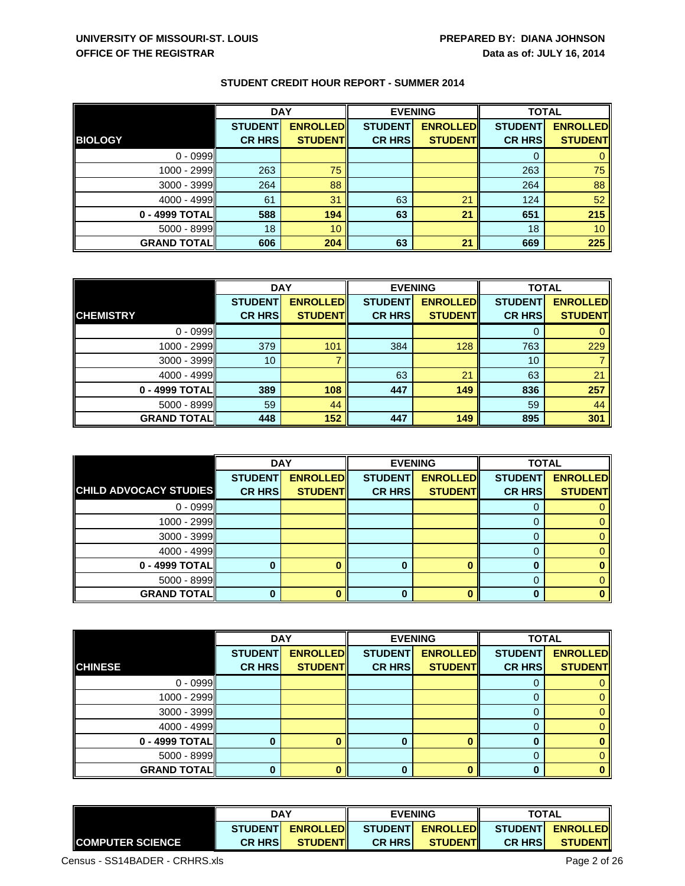UNIVERSITY OF MISSOURI-ST. LOUIS
OFFICE OF THE REGISTRAR

PREPARED BY: DIANA JOHNSON
Data as of: JULY 16, 2014

## STUDENT CREDIT HOUR REPORT - SUMMER 2014

| | DAY | | EVENING | | TOTAL | |
|---|---|---|---|---|---|---|
| **BIOLOGY** | **STUDENT CR HRS** | **ENROLLED STUDENT** | **STUDENT CR HRS** | **ENROLLED STUDENT** | **STUDENT CR HRS** | **ENROLLED STUDENT** |
| 0 - 0999 | | | | | 0 | 0 |
| 1000 - 2999 | 263 | 75 | | | 263 | 75 |
| 3000 - 3999 | 264 | 88 | | | 264 | 88 |
| 4000 - 4999 | 61 | 31 | 63 | 21 | 124 | 52 |
| **0 - 4999 TOTAL** | **588** | **194** | **63** | **21** | **651** | **215** |
| 5000 - 8999 | 18 | 10 | | | 18 | 10 |
| **GRAND TOTAL** | **606** | **204** | **63** | **21** | **669** | **225** |

| | DAY | | EVENING | | TOTAL | |
|---|---|---|---|---|---|---|
| **CHEMISTRY** | **STUDENT CR HRS** | **ENROLLED STUDENT** | **STUDENT CR HRS** | **ENROLLED STUDENT** | **STUDENT CR HRS** | **ENROLLED STUDENT** |
| 0 - 0999 | | | | | 0 | 0 |
| 1000 - 2999 | 379 | 101 | 384 | 128 | 763 | 229 |
| 3000 - 3999 | 10 | 7 | | | 10 | 7 |
| 4000 - 4999 | | | 63 | 21 | 63 | 21 |
| **0 - 4999 TOTAL** | **389** | **108** | **447** | **149** | **836** | **257** |
| 5000 - 8999 | 59 | 44 | | | 59 | 44 |
| **GRAND TOTAL** | **448** | **152** | **447** | **149** | **895** | **301** |

| | DAY | | EVENING | | TOTAL | |
|---|---|---|---|---|---|---|
| **CHILD ADVOCACY STUDIES** | **STUDENT CR HRS** | **ENROLLED STUDENT** | **STUDENT CR HRS** | **ENROLLED STUDENT** | **STUDENT CR HRS** | **ENROLLED STUDENT** |
| 0 - 0999 | | | | | 0 | 0 |
| 1000 - 2999 | | | | | 0 | 0 |
| 3000 - 3999 | | | | | 0 | 0 |
| 4000 - 4999 | | | | | 0 | 0 |
| **0 - 4999 TOTAL** | **0** | **0** | **0** | **0** | **0** | **0** |
| 5000 - 8999 | | | | | 0 | 0 |
| **GRAND TOTAL** | **0** | **0** | **0** | **0** | **0** | **0** |

| | DAY | | EVENING | | TOTAL | |
|---|---|---|---|---|---|---|
| **CHINESE** | **STUDENT CR HRS** | **ENROLLED STUDENT** | **STUDENT CR HRS** | **ENROLLED STUDENT** | **STUDENT CR HRS** | **ENROLLED STUDENT** |
| 0 - 0999 | | | | | 0 | 0 |
| 1000 - 2999 | | | | | 0 | 0 |
| 3000 - 3999 | | | | | 0 | 0 |
| 4000 - 4999 | | | | | 0 | 0 |
| **0 - 4999 TOTAL** | **0** | **0** | **0** | **0** | **0** | **0** |
| 5000 - 8999 | | | | | 0 | 0 |
| **GRAND TOTAL** | **0** | **0** | **0** | **0** | **0** | **0** |

| | DAY | | EVENING | | TOTAL | |
|---|---|---|---|---|---|---|
| **COMPUTER SCIENCE** | **STUDENT CR HRS** | **ENROLLED STUDENT** | **STUDENT CR HRS** | **ENROLLED STUDENT** | **STUDENT CR HRS** | **ENROLLED STUDENT** |

Census - SS14BADER - CRHRS.xls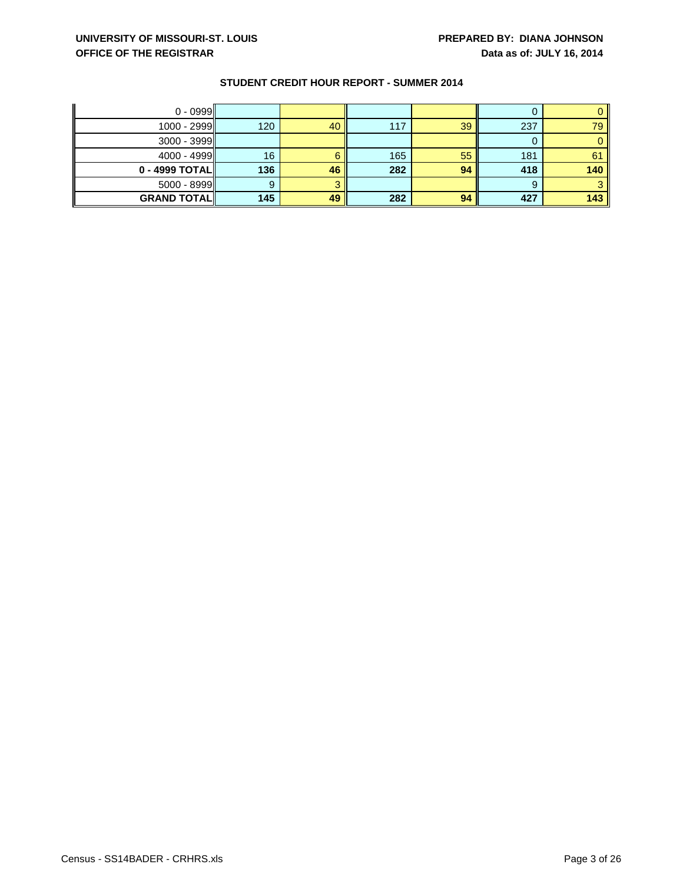**UNIVERSITY OF MISSOURI-ST. LOUIS**
**OFFICE OF THE REGISTRAR**

**PREPARED BY: DIANA JOHNSON**
**Data as of: JULY 16, 2014**

## STUDENT CREDIT HOUR REPORT - SUMMER 2014

| | | | | | | |
|---|---|---|---|---|---|---|
| 0 - 0999 | | | | | 0 | 0 |
| 1000 - 2999 | 120 | 40 | 117 | 39 | 237 | 79 |
| 3000 - 3999 | | | | | 0 | 0 |
| 4000 - 4999 | 16 | 6 | 165 | 55 | 181 | 61 |
| **0 - 4999 TOTAL** | **136** | **46** | **282** | **94** | **418** | **140** |
| 5000 - 8999 | 9 | 3 | | | 9 | 3 |
| **GRAND TOTAL** | **145** | **49** | **282** | **94** | **427** | **143** |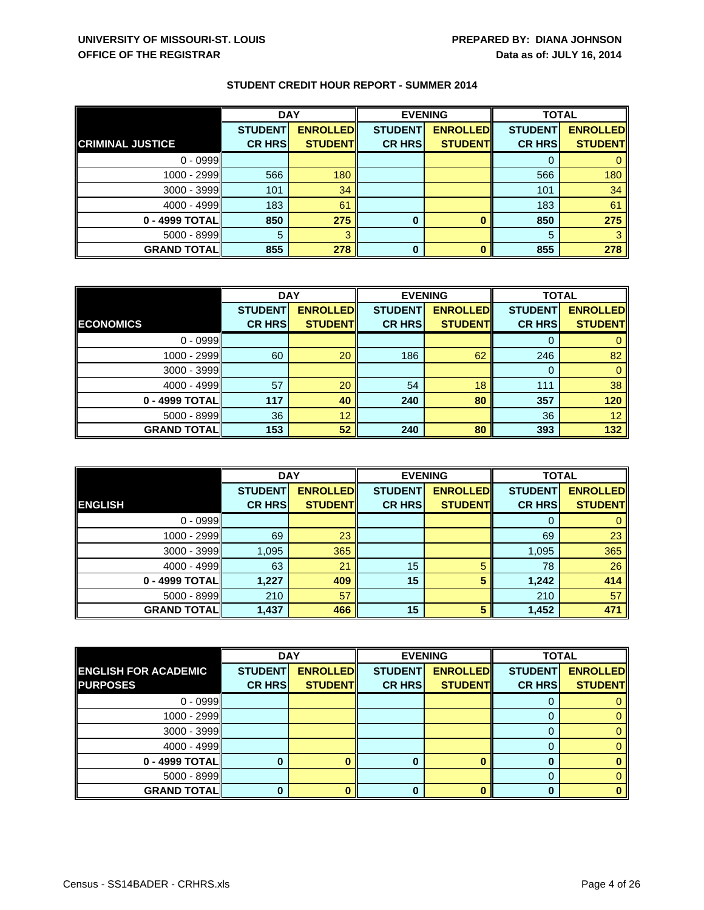**UNIVERSITY OF MISSOURI-ST. LOUIS**
**OFFICE OF THE REGISTRAR**

**PREPARED BY: DIANA JOHNSON**
**Data as of: JULY 16, 2014**

## STUDENT CREDIT HOUR REPORT - SUMMER 2014

| | DAY | | EVENING | | TOTAL | |
|---|---|---|---|---|---|---|
| **CRIMINAL JUSTICE** | **STUDENT CR HRS** | **ENROLLED STUDENT** | **STUDENT CR HRS** | **ENROLLED STUDENT** | **STUDENT CR HRS** | **ENROLLED STUDENT** |
| 0 - 0999 | | | | | 0 | 0 |
| 1000 - 2999 | 566 | 180 | | | 566 | 180 |
| 3000 - 3999 | 101 | 34 | | | 101 | 34 |
| 4000 - 4999 | 183 | 61 | | | 183 | 61 |
| **0 - 4999 TOTAL** | **850** | **275** | **0** | **0** | **850** | **275** |
| 5000 - 8999 | 5 | 3 | | | 5 | 3 |
| **GRAND TOTAL** | **855** | **278** | **0** | **0** | **855** | **278** |

| | DAY | | EVENING | | TOTAL | |
|---|---|---|---|---|---|---|
| **ECONOMICS** | **STUDENT CR HRS** | **ENROLLED STUDENT** | **STUDENT CR HRS** | **ENROLLED STUDENT** | **STUDENT CR HRS** | **ENROLLED STUDENT** |
| 0 - 0999 | | | | | 0 | 0 |
| 1000 - 2999 | 60 | 20 | 186 | 62 | 246 | 82 |
| 3000 - 3999 | | | | | 0 | 0 |
| 4000 - 4999 | 57 | 20 | 54 | 18 | 111 | 38 |
| **0 - 4999 TOTAL** | **117** | **40** | **240** | **80** | **357** | **120** |
| 5000 - 8999 | 36 | 12 | | | 36 | 12 |
| **GRAND TOTAL** | **153** | **52** | **240** | **80** | **393** | **132** |

| | DAY | | EVENING | | TOTAL | |
|---|---|---|---|---|---|---|
| **ENGLISH** | **STUDENT CR HRS** | **ENROLLED STUDENT** | **STUDENT CR HRS** | **ENROLLED STUDENT** | **STUDENT CR HRS** | **ENROLLED STUDENT** |
| 0 - 0999 | | | | | 0 | 0 |
| 1000 - 2999 | 69 | 23 | | | 69 | 23 |
| 3000 - 3999 | 1,095 | 365 | | | 1,095 | 365 |
| 4000 - 4999 | 63 | 21 | 15 | 5 | 78 | 26 |
| **0 - 4999 TOTAL** | **1,227** | **409** | **15** | **5** | **1,242** | **414** |
| 5000 - 8999 | 210 | 57 | | | 210 | 57 |
| **GRAND TOTAL** | **1,437** | **466** | **15** | **5** | **1,452** | **471** |

| | DAY | | EVENING | | TOTAL | |
|---|---|---|---|---|---|---|
| **ENGLISH FOR ACADEMIC PURPOSES** | **STUDENT CR HRS** | **ENROLLED STUDENT** | **STUDENT CR HRS** | **ENROLLED STUDENT** | **STUDENT CR HRS** | **ENROLLED STUDENT** |
| 0 - 0999 | | | | | 0 | 0 |
| 1000 - 2999 | | | | | 0 | 0 |
| 3000 - 3999 | | | | | 0 | 0 |
| 4000 - 4999 | | | | | 0 | 0 |
| **0 - 4999 TOTAL** | **0** | **0** | **0** | **0** | **0** | **0** |
| 5000 - 8999 | | | | | 0 | 0 |
| **GRAND TOTAL** | **0** | **0** | **0** | **0** | **0** | **0** |

Census - SS14BADER - CRHRS.xls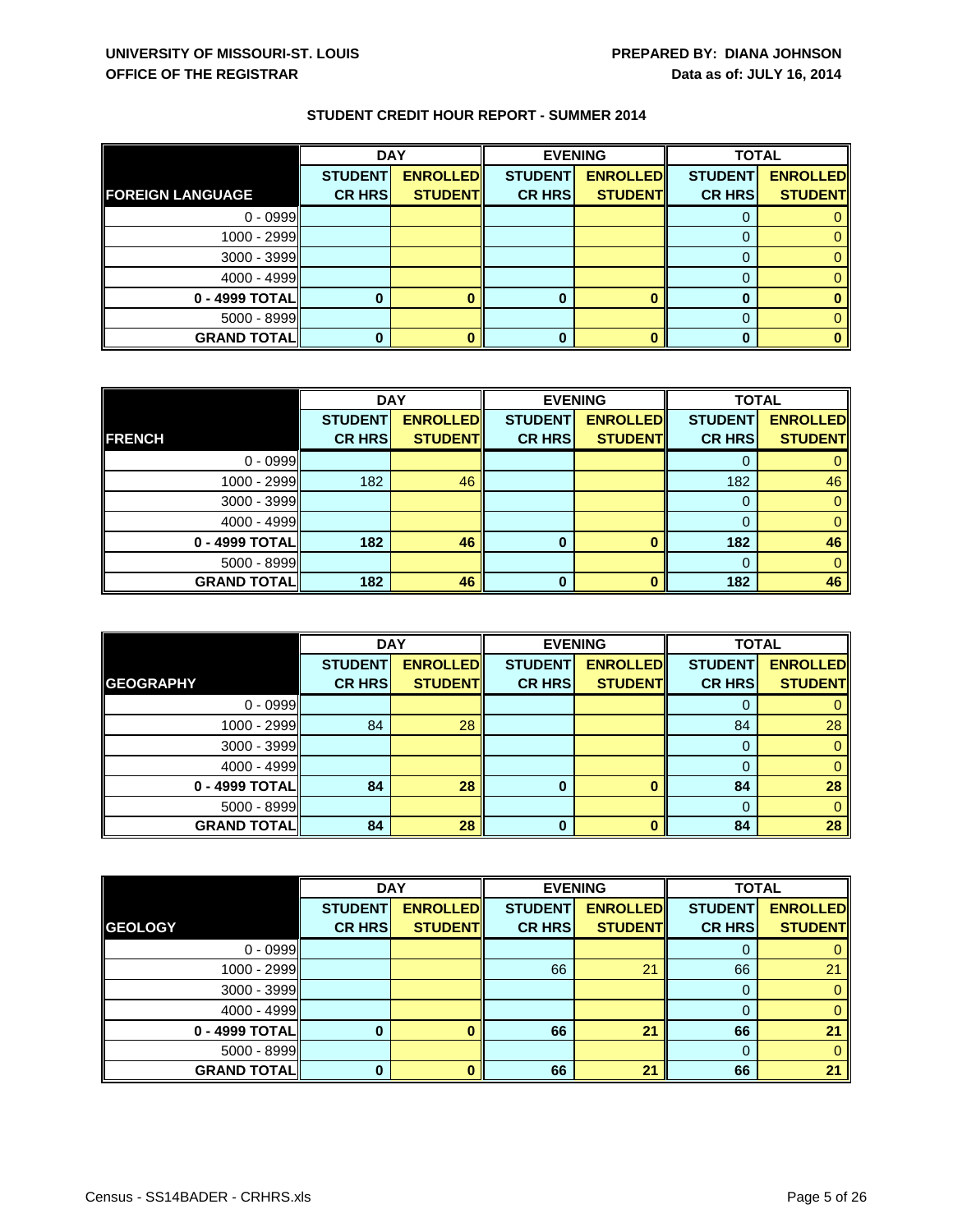**UNIVERSITY OF MISSOURI-ST. LOUIS**
**OFFICE OF THE REGISTRAR**

**PREPARED BY: DIANA JOHNSON**
**Data as of: JULY 16, 2014**

## STUDENT CREDIT HOUR REPORT - SUMMER 2014

| | DAY | | EVENING | | TOTAL | |
|---|---|---|---|---|---|---|
| **FOREIGN LANGUAGE** | **STUDENT CR HRS** | **ENROLLED STUDENT** | **STUDENT CR HRS** | **ENROLLED STUDENT** | **STUDENT CR HRS** | **ENROLLED STUDENT** |
| 0 - 0999 | | | | | 0 | 0 |
| 1000 - 2999 | | | | | 0 | 0 |
| 3000 - 3999 | | | | | 0 | 0 |
| 4000 - 4999 | | | | | 0 | 0 |
| **0 - 4999 TOTAL** | **0** | **0** | **0** | **0** | **0** | **0** |
| 5000 - 8999 | | | | | 0 | 0 |
| **GRAND TOTAL** | **0** | **0** | **0** | **0** | **0** | **0** |

| | DAY | | EVENING | | TOTAL | |
|---|---|---|---|---|---|---|
| **FRENCH** | **STUDENT CR HRS** | **ENROLLED STUDENT** | **STUDENT CR HRS** | **ENROLLED STUDENT** | **STUDENT CR HRS** | **ENROLLED STUDENT** |
| 0 - 0999 | | | | | 0 | 0 |
| 1000 - 2999 | 182 | 46 | | | 182 | 46 |
| 3000 - 3999 | | | | | 0 | 0 |
| 4000 - 4999 | | | | | 0 | 0 |
| **0 - 4999 TOTAL** | **182** | **46** | **0** | **0** | **182** | **46** |
| 5000 - 8999 | | | | | 0 | 0 |
| **GRAND TOTAL** | **182** | **46** | **0** | **0** | **182** | **46** |

| | DAY | | EVENING | | TOTAL | |
|---|---|---|---|---|---|---|
| **GEOGRAPHY** | **STUDENT CR HRS** | **ENROLLED STUDENT** | **STUDENT CR HRS** | **ENROLLED STUDENT** | **STUDENT CR HRS** | **ENROLLED STUDENT** |
| 0 - 0999 | | | | | 0 | 0 |
| 1000 - 2999 | 84 | 28 | | | 84 | 28 |
| 3000 - 3999 | | | | | 0 | 0 |
| 4000 - 4999 | | | | | 0 | 0 |
| **0 - 4999 TOTAL** | **84** | **28** | **0** | **0** | **84** | **28** |
| 5000 - 8999 | | | | | 0 | 0 |
| **GRAND TOTAL** | **84** | **28** | **0** | **0** | **84** | **28** |

| | DAY | | EVENING | | TOTAL | |
|---|---|---|---|---|---|---|
| **GEOLOGY** | **STUDENT CR HRS** | **ENROLLED STUDENT** | **STUDENT CR HRS** | **ENROLLED STUDENT** | **STUDENT CR HRS** | **ENROLLED STUDENT** |
| 0 - 0999 | | | | | 0 | 0 |
| 1000 - 2999 | | | 66 | 21 | 66 | 21 |
| 3000 - 3999 | | | | | 0 | 0 |
| 4000 - 4999 | | | | | 0 | 0 |
| **0 - 4999 TOTAL** | **0** | **0** | **66** | **21** | **66** | **21** |
| 5000 - 8999 | | | | | 0 | 0 |
| **GRAND TOTAL** | **0** | **0** | **66** | **21** | **66** | **21** |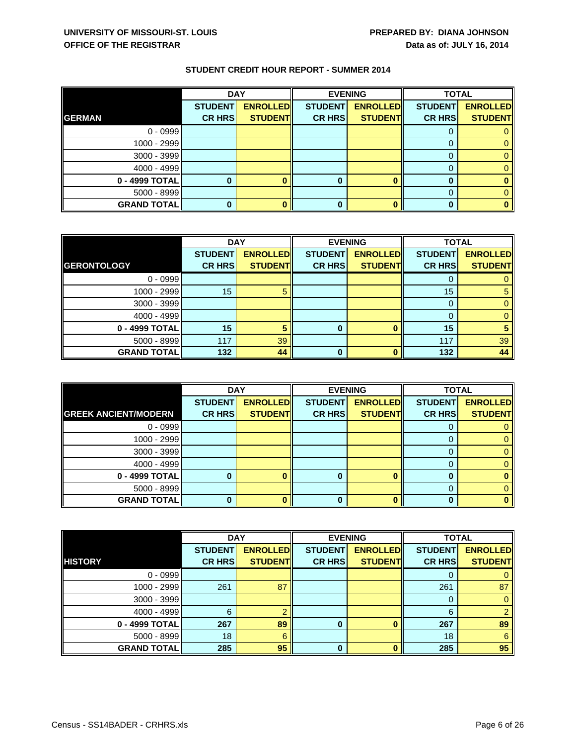UNIVERSITY OF MISSOURI-ST. LOUIS
OFFICE OF THE REGISTRAR

PREPARED BY: DIANA JOHNSON
Data as of: JULY 16, 2014

## STUDENT CREDIT HOUR REPORT - SUMMER 2014

| | DAY | | EVENING | | TOTAL | |
|---|---|---|---|---|---|---|
| **GERMAN** | STUDENT CR HRS | ENROLLED STUDENT | STUDENT CR HRS | ENROLLED STUDENT | STUDENT CR HRS | ENROLLED STUDENT |
| 0 - 0999 | | | | | 0 | 0 |
| 1000 - 2999 | | | | | 0 | 0 |
| 3000 - 3999 | | | | | 0 | 0 |
| 4000 - 4999 | | | | | 0 | 0 |
| **0 - 4999 TOTAL** | **0** | **0** | **0** | **0** | **0** | **0** |
| 5000 - 8999 | | | | | 0 | 0 |
| **GRAND TOTAL** | **0** | **0** | **0** | **0** | **0** | **0** |

| | DAY | | EVENING | | TOTAL | |
|---|---|---|---|---|---|---|
| **GERONTOLOGY** | STUDENT CR HRS | ENROLLED STUDENT | STUDENT CR HRS | ENROLLED STUDENT | STUDENT CR HRS | ENROLLED STUDENT |
| 0 - 0999 | | | | | 0 | 0 |
| 1000 - 2999 | 15 | 5 | | | 15 | 5 |
| 3000 - 3999 | | | | | 0 | 0 |
| 4000 - 4999 | | | | | 0 | 0 |
| **0 - 4999 TOTAL** | **15** | **5** | **0** | **0** | **15** | **5** |
| 5000 - 8999 | 117 | 39 | | | 117 | 39 |
| **GRAND TOTAL** | **132** | **44** | **0** | **0** | **132** | **44** |

| | DAY | | EVENING | | TOTAL | |
|---|---|---|---|---|---|---|
| **GREEK ANCIENT/MODERN** | STUDENT CR HRS | ENROLLED STUDENT | STUDENT CR HRS | ENROLLED STUDENT | STUDENT CR HRS | ENROLLED STUDENT |
| 0 - 0999 | | | | | 0 | 0 |
| 1000 - 2999 | | | | | 0 | 0 |
| 3000 - 3999 | | | | | 0 | 0 |
| 4000 - 4999 | | | | | 0 | 0 |
| **0 - 4999 TOTAL** | **0** | **0** | **0** | **0** | **0** | **0** |
| 5000 - 8999 | | | | | 0 | 0 |
| **GRAND TOTAL** | **0** | **0** | **0** | **0** | **0** | **0** |

| | DAY | | EVENING | | TOTAL | |
|---|---|---|---|---|---|---|
| **HISTORY** | STUDENT CR HRS | ENROLLED STUDENT | STUDENT CR HRS | ENROLLED STUDENT | STUDENT CR HRS | ENROLLED STUDENT |
| 0 - 0999 | | | | | 0 | 0 |
| 1000 - 2999 | 261 | 87 | | | 261 | 87 |
| 3000 - 3999 | | | | | 0 | 0 |
| 4000 - 4999 | 6 | 2 | | | 6 | 2 |
| **0 - 4999 TOTAL** | **267** | **89** | **0** | **0** | **267** | **89** |
| 5000 - 8999 | 18 | 6 | | | 18 | 6 |
| **GRAND TOTAL** | **285** | **95** | **0** | **0** | **285** | **95** |

Census - SS14BADER - CRHRS.xls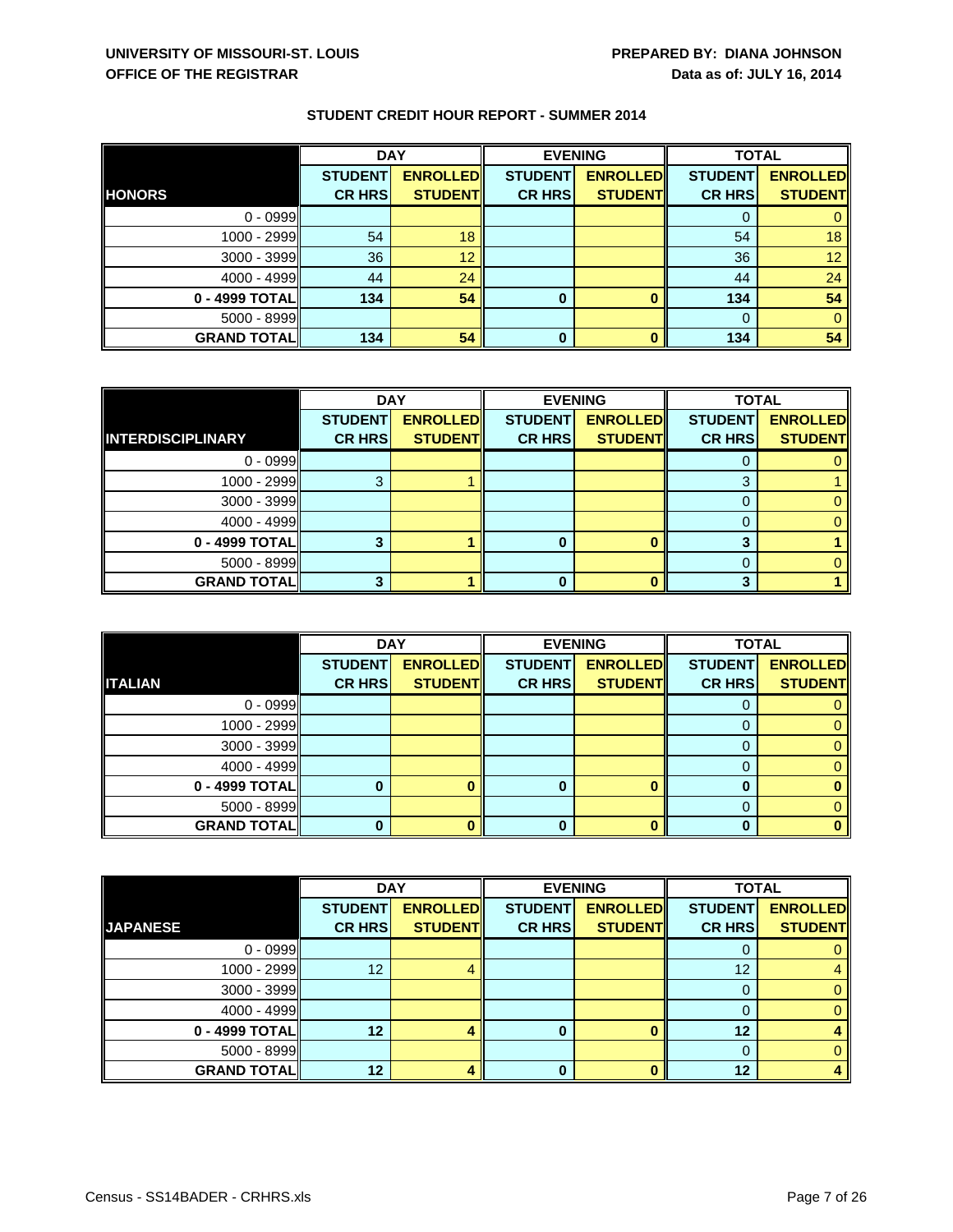UNIVERSITY OF MISSOURI-ST. LOUIS
OFFICE OF THE REGISTRAR

PREPARED BY: DIANA JOHNSON
Data as of: JULY 16, 2014

## STUDENT CREDIT HOUR REPORT - SUMMER 2014

| | DAY | | EVENING | | TOTAL | |
|---|---|---|---|---|---|---|
| **HONORS** | STUDENT CR HRS | ENROLLED STUDENT | STUDENT CR HRS | ENROLLED STUDENT | STUDENT CR HRS | ENROLLED STUDENT |
| 0 - 0999 | | | | | 0 | 0 |
| 1000 - 2999 | 54 | 18 | | | 54 | 18 |
| 3000 - 3999 | 36 | 12 | | | 36 | 12 |
| 4000 - 4999 | 44 | 24 | | | 44 | 24 |
| **0 - 4999 TOTAL** | **134** | **54** | **0** | **0** | **134** | **54** |
| 5000 - 8999 | | | | | 0 | 0 |
| **GRAND TOTAL** | **134** | **54** | **0** | **0** | **134** | **54** |

| | DAY | | EVENING | | TOTAL | |
|---|---|---|---|---|---|---|
| **INTERDISCIPLINARY** | STUDENT CR HRS | ENROLLED STUDENT | STUDENT CR HRS | ENROLLED STUDENT | STUDENT CR HRS | ENROLLED STUDENT |
| 0 - 0999 | | | | | 0 | 0 |
| 1000 - 2999 | 3 | 1 | | | 3 | 1 |
| 3000 - 3999 | | | | | 0 | 0 |
| 4000 - 4999 | | | | | 0 | 0 |
| **0 - 4999 TOTAL** | **3** | **1** | **0** | **0** | **3** | **1** |
| 5000 - 8999 | | | | | 0 | 0 |
| **GRAND TOTAL** | **3** | **1** | **0** | **0** | **3** | **1** |

| | DAY | | EVENING | | TOTAL | |
|---|---|---|---|---|---|---|
| **ITALIAN** | STUDENT CR HRS | ENROLLED STUDENT | STUDENT CR HRS | ENROLLED STUDENT | STUDENT CR HRS | ENROLLED STUDENT |
| 0 - 0999 | | | | | 0 | 0 |
| 1000 - 2999 | | | | | 0 | 0 |
| 3000 - 3999 | | | | | 0 | 0 |
| 4000 - 4999 | | | | | 0 | 0 |
| **0 - 4999 TOTAL** | **0** | **0** | **0** | **0** | **0** | **0** |
| 5000 - 8999 | | | | | 0 | 0 |
| **GRAND TOTAL** | **0** | **0** | **0** | **0** | **0** | **0** |

| | DAY | | EVENING | | TOTAL | |
|---|---|---|---|---|---|---|
| **JAPANESE** | STUDENT CR HRS | ENROLLED STUDENT | STUDENT CR HRS | ENROLLED STUDENT | STUDENT CR HRS | ENROLLED STUDENT |
| 0 - 0999 | | | | | 0 | 0 |
| 1000 - 2999 | 12 | 4 | | | 12 | 4 |
| 3000 - 3999 | | | | | 0 | 0 |
| 4000 - 4999 | | | | | 0 | 0 |
| **0 - 4999 TOTAL** | **12** | **4** | **0** | **0** | **12** | **4** |
| 5000 - 8999 | | | | | 0 | 0 |
| **GRAND TOTAL** | **12** | **4** | **0** | **0** | **12** | **4** |

Census - SS14BADER - CRHRS.xls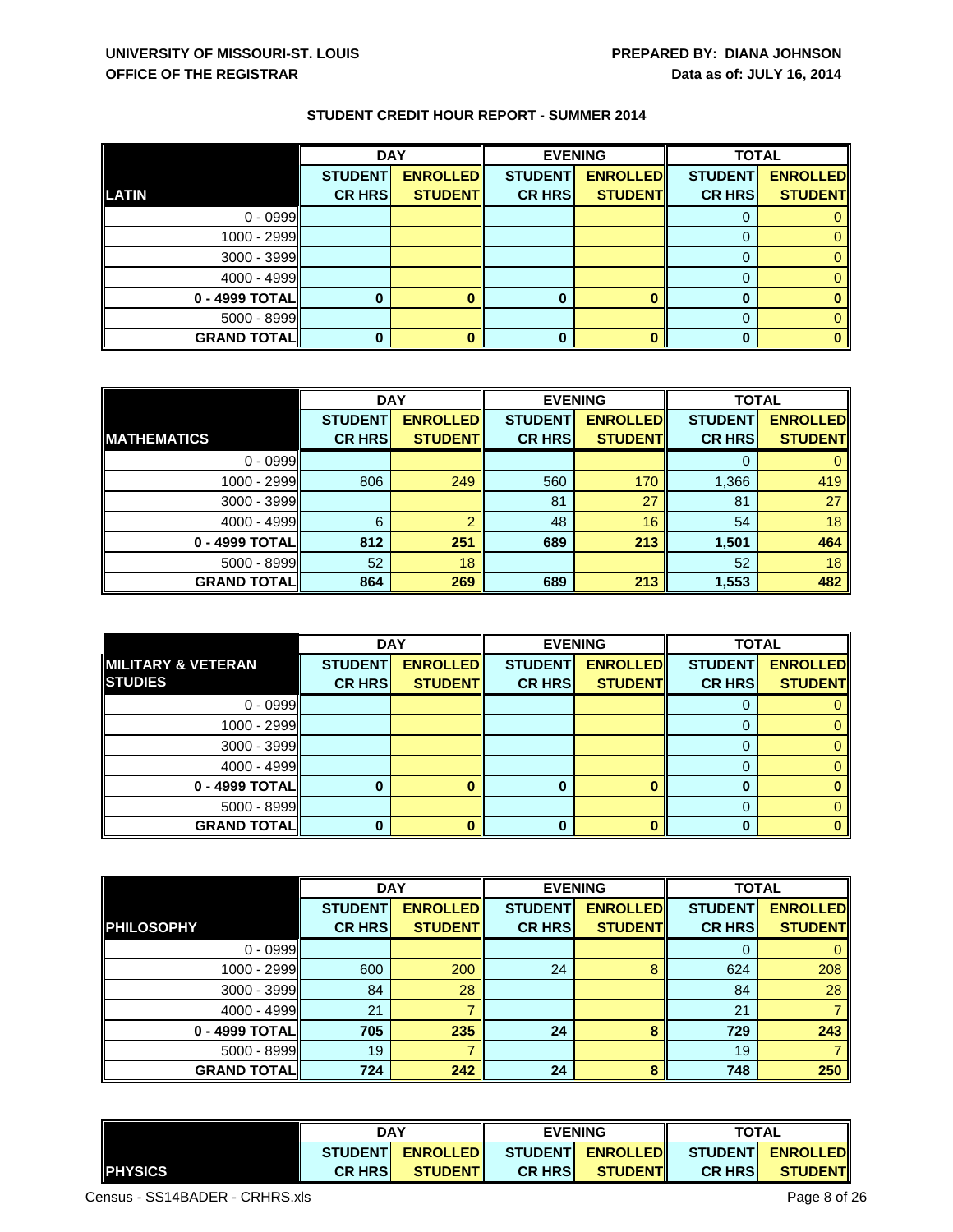**UNIVERSITY OF MISSOURI-ST. LOUIS**
**OFFICE OF THE REGISTRAR**

**PREPARED BY: DIANA JOHNSON**
**Data as of: JULY 16, 2014**

## STUDENT CREDIT HOUR REPORT - SUMMER 2014

| | DAY | | EVENING | | TOTAL | |
|---|---|---|---|---|---|---|
| **LATIN** | **STUDENT CR HRS** | **ENROLLED STUDENT** | **STUDENT CR HRS** | **ENROLLED STUDENT** | **STUDENT CR HRS** | **ENROLLED STUDENT** |
| 0 - 0999 | | | | | 0 | 0 |
| 1000 - 2999 | | | | | 0 | 0 |
| 3000 - 3999 | | | | | 0 | 0 |
| 4000 - 4999 | | | | | 0 | 0 |
| **0 - 4999 TOTAL** | **0** | **0** | **0** | **0** | **0** | **0** |
| 5000 - 8999 | | | | | 0 | 0 |
| **GRAND TOTAL** | **0** | **0** | **0** | **0** | **0** | **0** |

| | DAY | | EVENING | | TOTAL | |
|---|---|---|---|---|---|---|
| **MATHEMATICS** | **STUDENT CR HRS** | **ENROLLED STUDENT** | **STUDENT CR HRS** | **ENROLLED STUDENT** | **STUDENT CR HRS** | **ENROLLED STUDENT** |
| 0 - 0999 | | | | | 0 | 0 |
| 1000 - 2999 | 806 | 249 | 560 | 170 | 1,366 | 419 |
| 3000 - 3999 | | | 81 | 27 | 81 | 27 |
| 4000 - 4999 | 6 | 2 | 48 | 16 | 54 | 18 |
| **0 - 4999 TOTAL** | **812** | **251** | **689** | **213** | **1,501** | **464** |
| 5000 - 8999 | 52 | 18 | | | 52 | 18 |
| **GRAND TOTAL** | **864** | **269** | **689** | **213** | **1,553** | **482** |

| | DAY | | EVENING | | TOTAL | |
|---|---|---|---|---|---|---|
| **MILITARY & VETERAN STUDIES** | **STUDENT CR HRS** | **ENROLLED STUDENT** | **STUDENT CR HRS** | **ENROLLED STUDENT** | **STUDENT CR HRS** | **ENROLLED STUDENT** |
| 0 - 0999 | | | | | 0 | 0 |
| 1000 - 2999 | | | | | 0 | 0 |
| 3000 - 3999 | | | | | 0 | 0 |
| 4000 - 4999 | | | | | 0 | 0 |
| **0 - 4999 TOTAL** | **0** | **0** | **0** | **0** | **0** | **0** |
| 5000 - 8999 | | | | | 0 | 0 |
| **GRAND TOTAL** | **0** | **0** | **0** | **0** | **0** | **0** |

| | DAY | | EVENING | | TOTAL | |
|---|---|---|---|---|---|---|
| **PHILOSOPHY** | **STUDENT CR HRS** | **ENROLLED STUDENT** | **STUDENT CR HRS** | **ENROLLED STUDENT** | **STUDENT CR HRS** | **ENROLLED STUDENT** |
| 0 - 0999 | | | | | 0 | 0 |
| 1000 - 2999 | 600 | 200 | 24 | 8 | 624 | 208 |
| 3000 - 3999 | 84 | 28 | | | 84 | 28 |
| 4000 - 4999 | 21 | 7 | | | 21 | 7 |
| **0 - 4999 TOTAL** | **705** | **235** | **24** | **8** | **729** | **243** |
| 5000 - 8999 | 19 | 7 | | | 19 | 7 |
| **GRAND TOTAL** | **724** | **242** | **24** | **8** | **748** | **250** |

| | DAY | | EVENING | | TOTAL | |
|---|---|---|---|---|---|---|
| **PHYSICS** | **STUDENT CR HRS** | **ENROLLED STUDENT** | **STUDENT CR HRS** | **ENROLLED STUDENT** | **STUDENT CR HRS** | **ENROLLED STUDENT** |

Census - SS14BADER - CRHRS.xls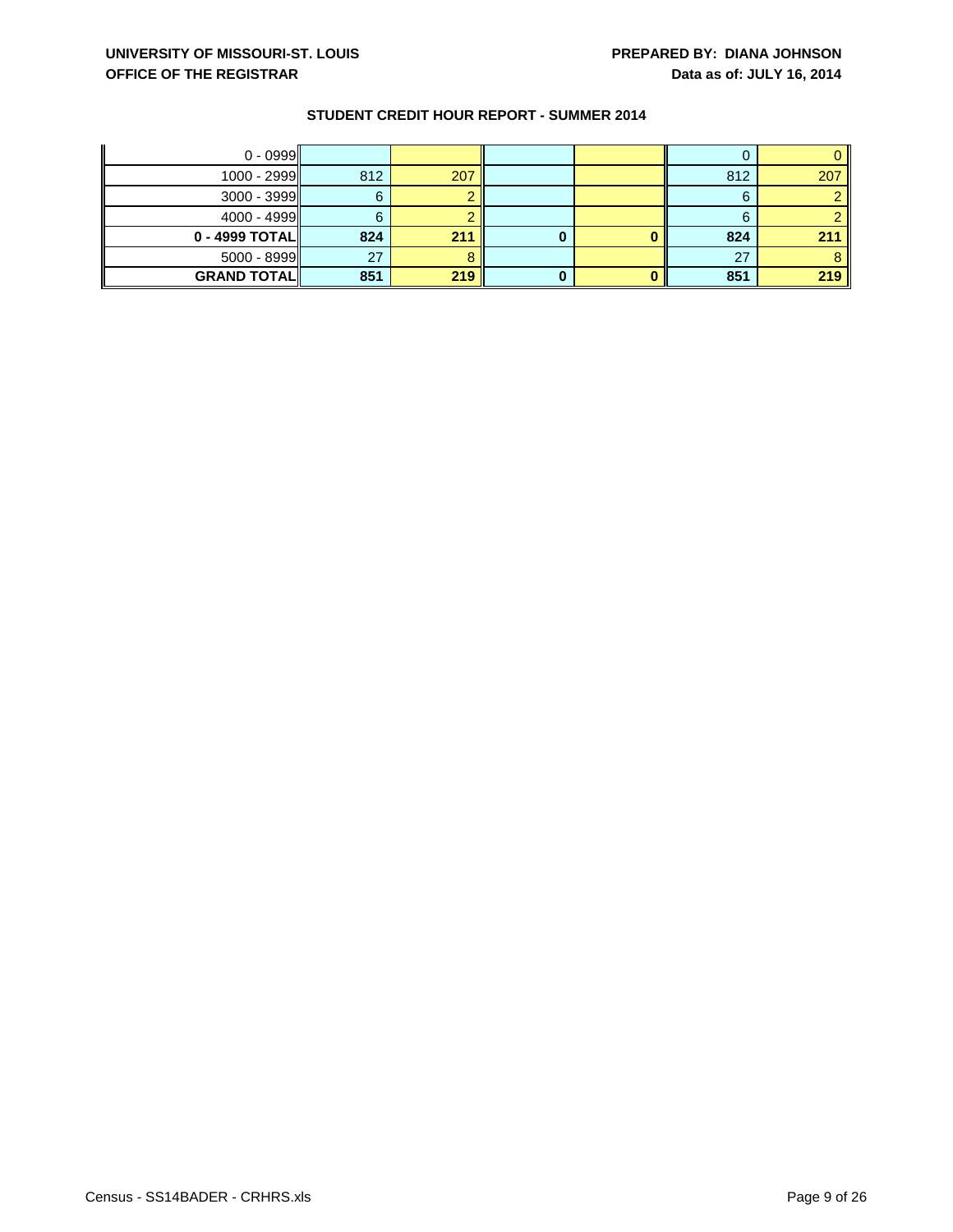UNIVERSITY OF MISSOURI-ST. LOUIS
OFFICE OF THE REGISTRAR

PREPARED BY: DIANA JOHNSON
Data as of: JULY 16, 2014

## STUDENT CREDIT HOUR REPORT - SUMMER 2014

| | | | | | | |
|---|---|---|---|---|---|---|
| 0 - 0999 | | | | | 0 | 0 |
| 1000 - 2999 | 812 | 207 | | | 812 | 207 |
| 3000 - 3999 | 6 | 2 | | | 6 | 2 |
| 4000 - 4999 | 6 | 2 | | | 6 | 2 |
| **0 - 4999 TOTAL** | **824** | **211** | **0** | **0** | **824** | **211** |
| 5000 - 8999 | 27 | 8 | | | 27 | 8 |
| **GRAND TOTAL** | **851** | **219** | **0** | **0** | **851** | **219** |

Census - SS14BADER - CRHRS.xls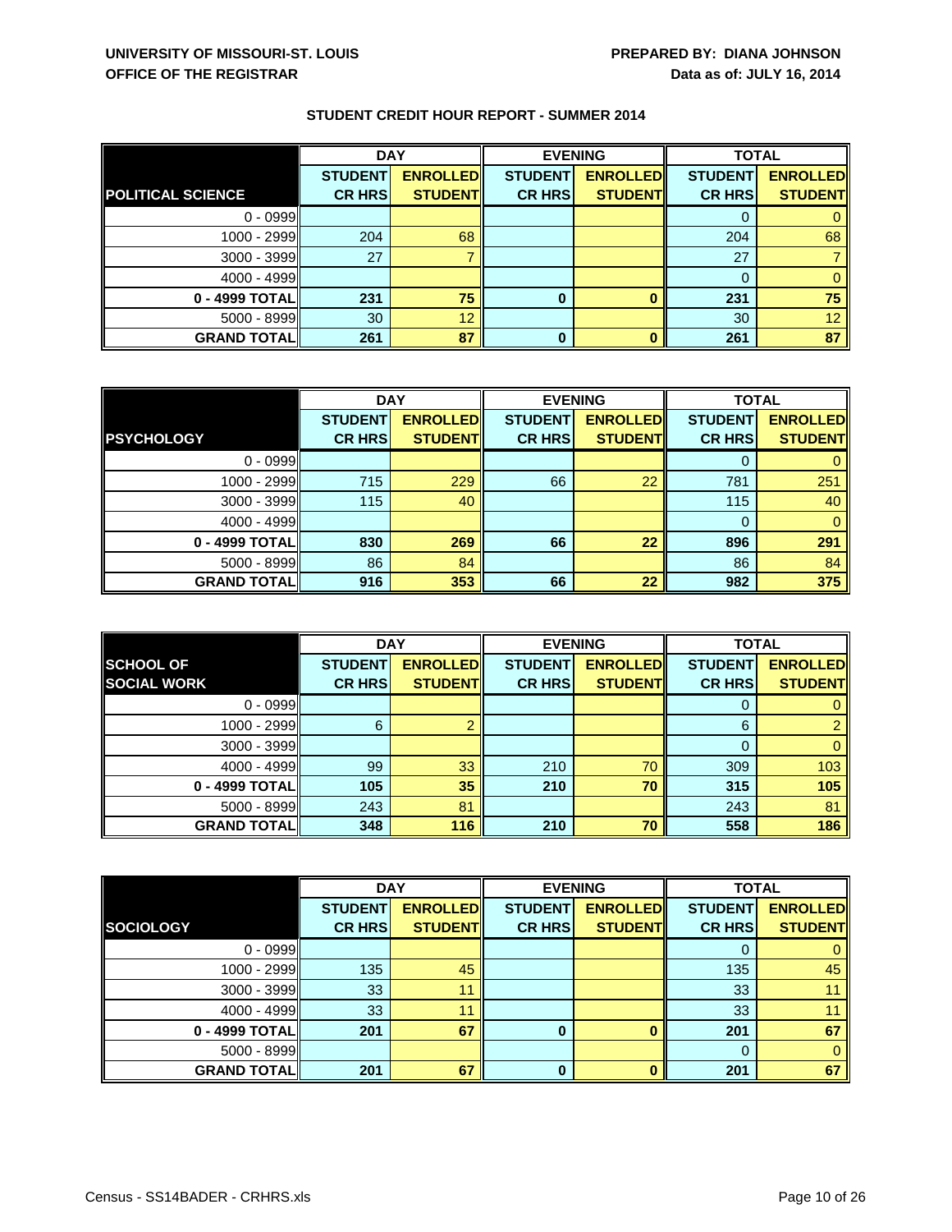UNIVERSITY OF MISSOURI-ST. LOUIS
OFFICE OF THE REGISTRAR

PREPARED BY: DIANA JOHNSON
Data as of: JULY 16, 2014

## STUDENT CREDIT HOUR REPORT - SUMMER 2014

| | DAY | | EVENING | | TOTAL | |
|---|---|---|---|---|---|---|
| **POLITICAL SCIENCE** | **STUDENT CR HRS** | **ENROLLED STUDENT** | **STUDENT CR HRS** | **ENROLLED STUDENT** | **STUDENT CR HRS** | **ENROLLED STUDENT** |
| 0 - 0999 | | | | | 0 | 0 |
| 1000 - 2999 | 204 | 68 | | | 204 | 68 |
| 3000 - 3999 | 27 | 7 | | | 27 | 7 |
| 4000 - 4999 | | | | | 0 | 0 |
| **0 - 4999 TOTAL** | **231** | **75** | **0** | **0** | **231** | **75** |
| 5000 - 8999 | 30 | 12 | | | 30 | 12 |
| **GRAND TOTAL** | **261** | **87** | **0** | **0** | **261** | **87** |

| | DAY | | EVENING | | TOTAL | |
|---|---|---|---|---|---|---|
| **PSYCHOLOGY** | **STUDENT CR HRS** | **ENROLLED STUDENT** | **STUDENT CR HRS** | **ENROLLED STUDENT** | **STUDENT CR HRS** | **ENROLLED STUDENT** |
| 0 - 0999 | | | | | 0 | 0 |
| 1000 - 2999 | 715 | 229 | 66 | 22 | 781 | 251 |
| 3000 - 3999 | 115 | 40 | | | 115 | 40 |
| 4000 - 4999 | | | | | 0 | 0 |
| **0 - 4999 TOTAL** | **830** | **269** | **66** | **22** | **896** | **291** |
| 5000 - 8999 | 86 | 84 | | | 86 | 84 |
| **GRAND TOTAL** | **916** | **353** | **66** | **22** | **982** | **375** |

| | DAY | | EVENING | | TOTAL | |
|---|---|---|---|---|---|---|
| **SCHOOL OF SOCIAL WORK** | **STUDENT CR HRS** | **ENROLLED STUDENT** | **STUDENT CR HRS** | **ENROLLED STUDENT** | **STUDENT CR HRS** | **ENROLLED STUDENT** |
| 0 - 0999 | | | | | 0 | 0 |
| 1000 - 2999 | 6 | 2 | | | 6 | 2 |
| 3000 - 3999 | | | | | 0 | 0 |
| 4000 - 4999 | 99 | 33 | 210 | 70 | 309 | 103 |
| **0 - 4999 TOTAL** | **105** | **35** | **210** | **70** | **315** | **105** |
| 5000 - 8999 | 243 | 81 | | | 243 | 81 |
| **GRAND TOTAL** | **348** | **116** | **210** | **70** | **558** | **186** |

| | DAY | | EVENING | | TOTAL | |
|---|---|---|---|---|---|---|
| **SOCIOLOGY** | **STUDENT CR HRS** | **ENROLLED STUDENT** | **STUDENT CR HRS** | **ENROLLED STUDENT** | **STUDENT CR HRS** | **ENROLLED STUDENT** |
| 0 - 0999 | | | | | 0 | 0 |
| 1000 - 2999 | 135 | 45 | | | 135 | 45 |
| 3000 - 3999 | 33 | 11 | | | 33 | 11 |
| 4000 - 4999 | 33 | 11 | | | 33 | 11 |
| **0 - 4999 TOTAL** | **201** | **67** | **0** | **0** | **201** | **67** |
| 5000 - 8999 | | | | | 0 | 0 |
| **GRAND TOTAL** | **201** | **67** | **0** | **0** | **201** | **67** |

Census - SS14BADER - CRHRS.xls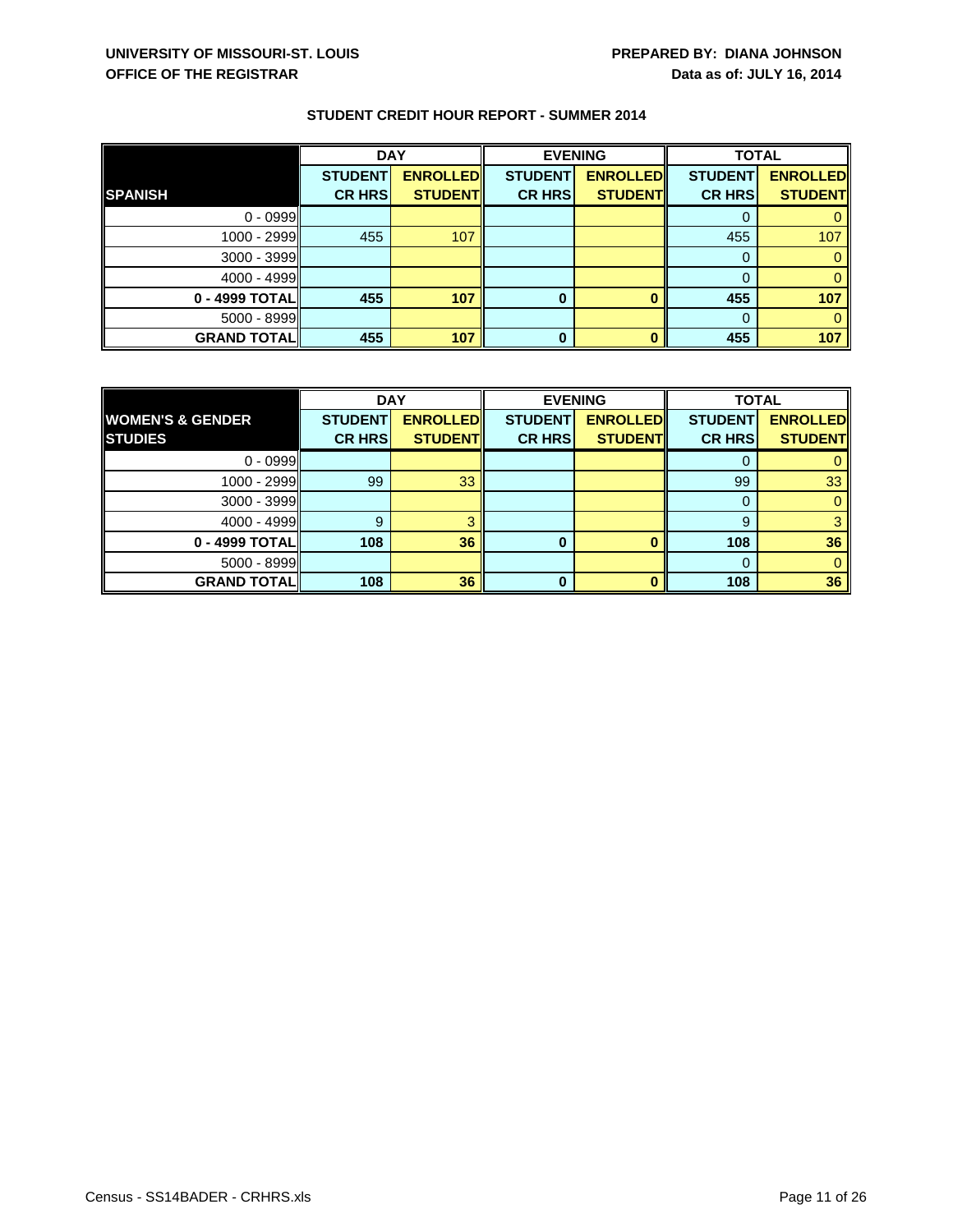UNIVERSITY OF MISSOURI-ST. LOUIS
OFFICE OF THE REGISTRAR

PREPARED BY: DIANA JOHNSON
Data as of: JULY 16, 2014

## STUDENT CREDIT HOUR REPORT - SUMMER 2014

| | DAY | | EVENING | | TOTAL | |
|---|---|---|---|---|---|---|
| **SPANISH** | **STUDENT CR HRS** | **ENROLLED STUDENT** | **STUDENT CR HRS** | **ENROLLED STUDENT** | **STUDENT CR HRS** | **ENROLLED STUDENT** |
| 0 - 0999 | | | | | 0 | 0 |
| 1000 - 2999 | 455 | 107 | | | 455 | 107 |
| 3000 - 3999 | | | | | 0 | 0 |
| 4000 - 4999 | | | | | 0 | 0 |
| **0 - 4999 TOTAL** | **455** | **107** | **0** | **0** | **455** | **107** |
| 5000 - 8999 | | | | | 0 | 0 |
| **GRAND TOTAL** | **455** | **107** | **0** | **0** | **455** | **107** |

| | DAY | | EVENING | | TOTAL | |
|---|---|---|---|---|---|---|
| **WOMEN'S & GENDER STUDIES** | **STUDENT CR HRS** | **ENROLLED STUDENT** | **STUDENT CR HRS** | **ENROLLED STUDENT** | **STUDENT CR HRS** | **ENROLLED STUDENT** |
| 0 - 0999 | | | | | 0 | 0 |
| 1000 - 2999 | 99 | 33 | | | 99 | 33 |
| 3000 - 3999 | | | | | 0 | 0 |
| 4000 - 4999 | 9 | 3 | | | 9 | 3 |
| **0 - 4999 TOTAL** | **108** | **36** | **0** | **0** | **108** | **36** |
| 5000 - 8999 | | | | | 0 | 0 |
| **GRAND TOTAL** | **108** | **36** | **0** | **0** | **108** | **36** |

Census - SS14BADER - CRHRS.xls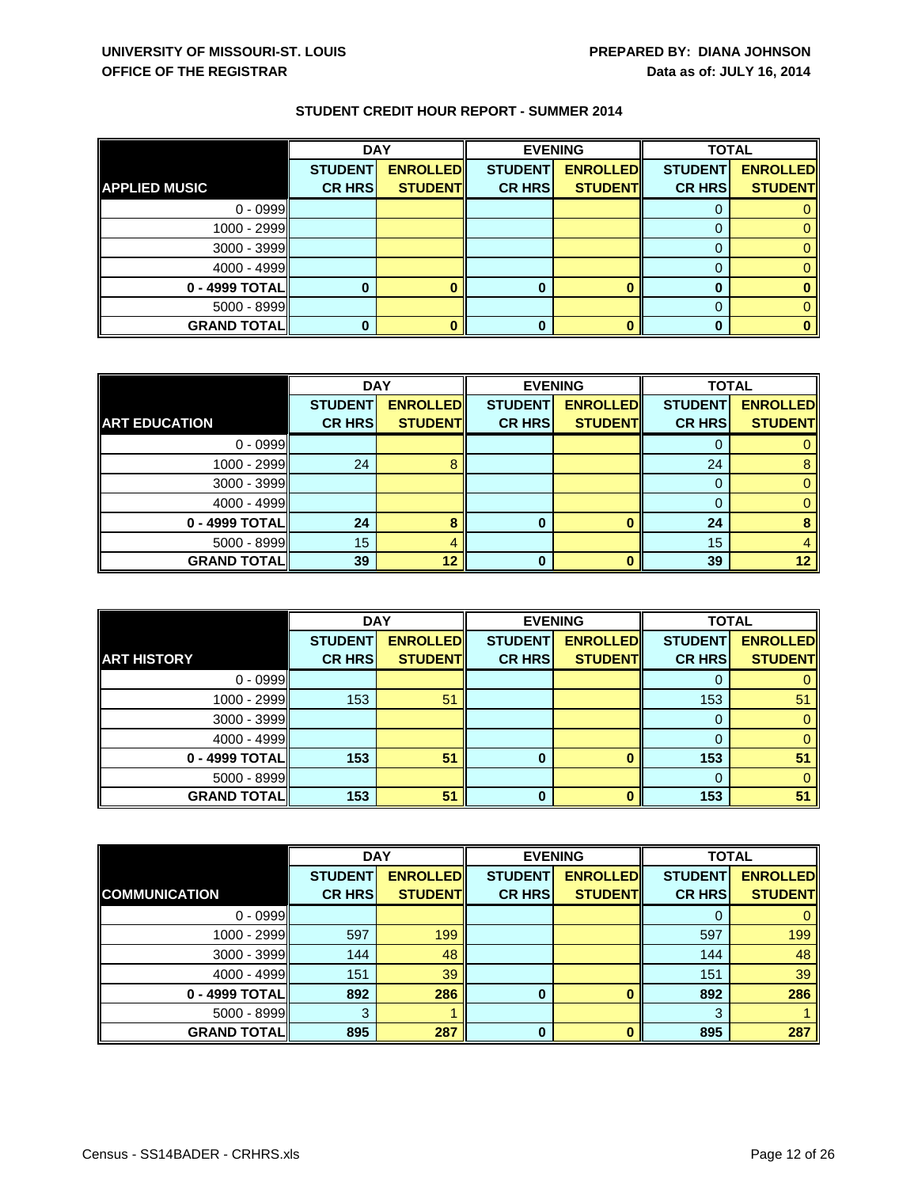**UNIVERSITY OF MISSOURI-ST. LOUIS**
**OFFICE OF THE REGISTRAR**

**PREPARED BY: DIANA JOHNSON**
**Data as of: JULY 16, 2014**

## STUDENT CREDIT HOUR REPORT - SUMMER 2014

| | DAY | | EVENING | | TOTAL | |
|---|---|---|---|---|---|---|
| **APPLIED MUSIC** | **STUDENT CR HRS** | **ENROLLED STUDENT** | **STUDENT CR HRS** | **ENROLLED STUDENT** | **STUDENT CR HRS** | **ENROLLED STUDENT** |
| 0 - 0999 | | | | | 0 | 0 |
| 1000 - 2999 | | | | | 0 | 0 |
| 3000 - 3999 | | | | | 0 | 0 |
| 4000 - 4999 | | | | | 0 | 0 |
| **0 - 4999 TOTAL** | **0** | **0** | **0** | **0** | **0** | **0** |
| 5000 - 8999 | | | | | 0 | 0 |
| **GRAND TOTAL** | **0** | **0** | **0** | **0** | **0** | **0** |

| | DAY | | EVENING | | TOTAL | |
|---|---|---|---|---|---|---|
| **ART EDUCATION** | **STUDENT CR HRS** | **ENROLLED STUDENT** | **STUDENT CR HRS** | **ENROLLED STUDENT** | **STUDENT CR HRS** | **ENROLLED STUDENT** |
| 0 - 0999 | | | | | 0 | 0 |
| 1000 - 2999 | 24 | 8 | | | 24 | 8 |
| 3000 - 3999 | | | | | 0 | 0 |
| 4000 - 4999 | | | | | 0 | 0 |
| **0 - 4999 TOTAL** | **24** | **8** | **0** | **0** | **24** | **8** |
| 5000 - 8999 | 15 | 4 | | | 15 | 4 |
| **GRAND TOTAL** | **39** | **12** | **0** | **0** | **39** | **12** |

| | DAY | | EVENING | | TOTAL | |
|---|---|---|---|---|---|---|
| **ART HISTORY** | **STUDENT CR HRS** | **ENROLLED STUDENT** | **STUDENT CR HRS** | **ENROLLED STUDENT** | **STUDENT CR HRS** | **ENROLLED STUDENT** |
| 0 - 0999 | | | | | 0 | 0 |
| 1000 - 2999 | 153 | 51 | | | 153 | 51 |
| 3000 - 3999 | | | | | 0 | 0 |
| 4000 - 4999 | | | | | 0 | 0 |
| **0 - 4999 TOTAL** | **153** | **51** | **0** | **0** | **153** | **51** |
| 5000 - 8999 | | | | | 0 | 0 |
| **GRAND TOTAL** | **153** | **51** | **0** | **0** | **153** | **51** |

| | DAY | | EVENING | | TOTAL | |
|---|---|---|---|---|---|---|
| **COMMUNICATION** | **STUDENT CR HRS** | **ENROLLED STUDENT** | **STUDENT CR HRS** | **ENROLLED STUDENT** | **STUDENT CR HRS** | **ENROLLED STUDENT** |
| 0 - 0999 | | | | | 0 | 0 |
| 1000 - 2999 | 597 | 199 | | | 597 | 199 |
| 3000 - 3999 | 144 | 48 | | | 144 | 48 |
| 4000 - 4999 | 151 | 39 | | | 151 | 39 |
| **0 - 4999 TOTAL** | **892** | **286** | **0** | **0** | **892** | **286** |
| 5000 - 8999 | 3 | 1 | | | 3 | 1 |
| **GRAND TOTAL** | **895** | **287** | **0** | **0** | **895** | **287** |

Census - SS14BADER - CRHRS.xls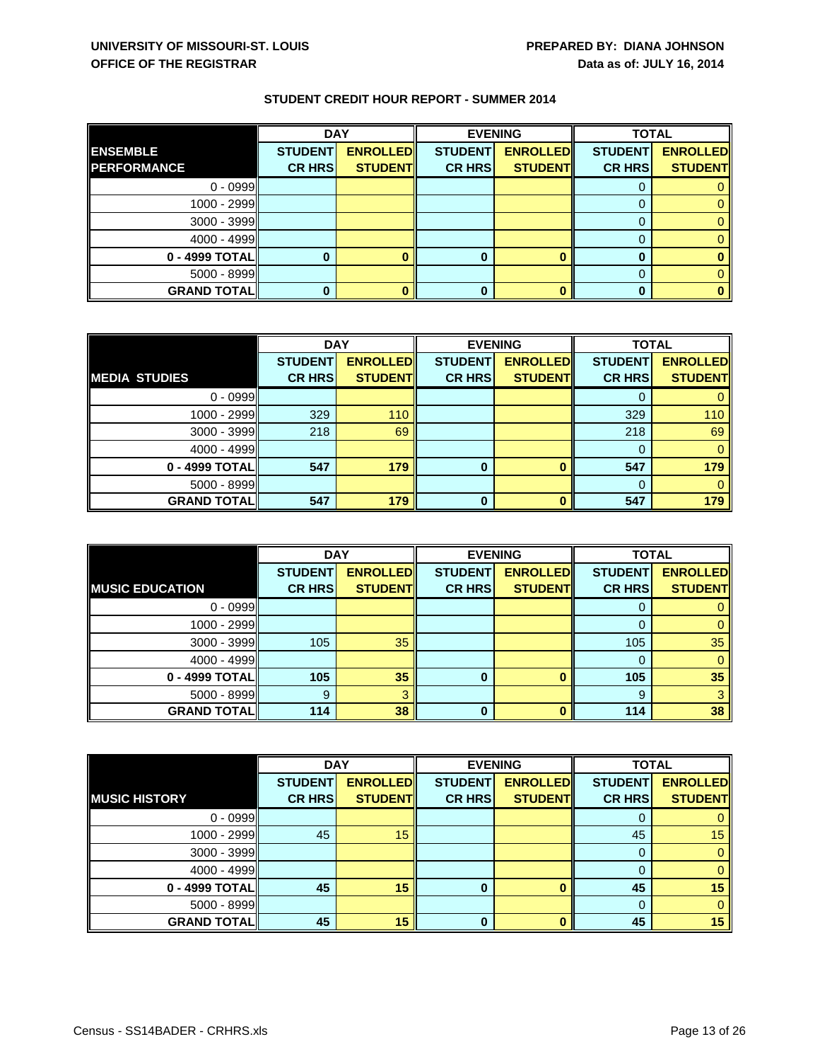UNIVERSITY OF MISSOURI-ST. LOUIS
OFFICE OF THE REGISTRAR

PREPARED BY: DIANA JOHNSON
Data as of: JULY 16, 2014

## STUDENT CREDIT HOUR REPORT - SUMMER 2014

| ENSEMBLE PERFORMANCE | DAY | | EVENING | | TOTAL | |
|---|---|---|---|---|---|---|
| | STUDENT CR HRS | ENROLLED STUDENT | STUDENT CR HRS | ENROLLED STUDENT | STUDENT CR HRS | ENROLLED STUDENT |
| 0 - 0999 | | | | | 0 | 0 |
| 1000 - 2999 | | | | | 0 | 0 |
| 3000 - 3999 | | | | | 0 | 0 |
| 4000 - 4999 | | | | | 0 | 0 |
| **0 - 4999 TOTAL** | **0** | **0** | **0** | **0** | **0** | **0** |
| 5000 - 8999 | | | | | 0 | 0 |
| **GRAND TOTAL** | **0** | **0** | **0** | **0** | **0** | **0** |

| MEDIA STUDIES | DAY | | EVENING | | TOTAL | |
|---|---|---|---|---|---|---|
| | STUDENT CR HRS | ENROLLED STUDENT | STUDENT CR HRS | ENROLLED STUDENT | STUDENT CR HRS | ENROLLED STUDENT |
| 0 - 0999 | | | | | 0 | 0 |
| 1000 - 2999 | 329 | 110 | | | 329 | 110 |
| 3000 - 3999 | 218 | 69 | | | 218 | 69 |
| 4000 - 4999 | | | | | 0 | 0 |
| **0 - 4999 TOTAL** | **547** | **179** | **0** | **0** | **547** | **179** |
| 5000 - 8999 | | | | | 0 | 0 |
| **GRAND TOTAL** | **547** | **179** | **0** | **0** | **547** | **179** |

| MUSIC EDUCATION | DAY | | EVENING | | TOTAL | |
|---|---|---|---|---|---|---|
| | STUDENT CR HRS | ENROLLED STUDENT | STUDENT CR HRS | ENROLLED STUDENT | STUDENT CR HRS | ENROLLED STUDENT |
| 0 - 0999 | | | | | 0 | 0 |
| 1000 - 2999 | | | | | 0 | 0 |
| 3000 - 3999 | 105 | 35 | | | 105 | 35 |
| 4000 - 4999 | | | | | 0 | 0 |
| **0 - 4999 TOTAL** | **105** | **35** | **0** | **0** | **105** | **35** |
| 5000 - 8999 | 9 | 3 | | | 9 | 3 |
| **GRAND TOTAL** | **114** | **38** | **0** | **0** | **114** | **38** |

| MUSIC HISTORY | DAY | | EVENING | | TOTAL | |
|---|---|---|---|---|---|---|
| | STUDENT CR HRS | ENROLLED STUDENT | STUDENT CR HRS | ENROLLED STUDENT | STUDENT CR HRS | ENROLLED STUDENT |
| 0 - 0999 | | | | | 0 | 0 |
| 1000 - 2999 | 45 | 15 | | | 45 | 15 |
| 3000 - 3999 | | | | | 0 | 0 |
| 4000 - 4999 | | | | | 0 | 0 |
| **0 - 4999 TOTAL** | **45** | **15** | **0** | **0** | **45** | **15** |
| 5000 - 8999 | | | | | 0 | 0 |
| **GRAND TOTAL** | **45** | **15** | **0** | **0** | **45** | **15** |

Census - SS14BADER - CRHRS.xls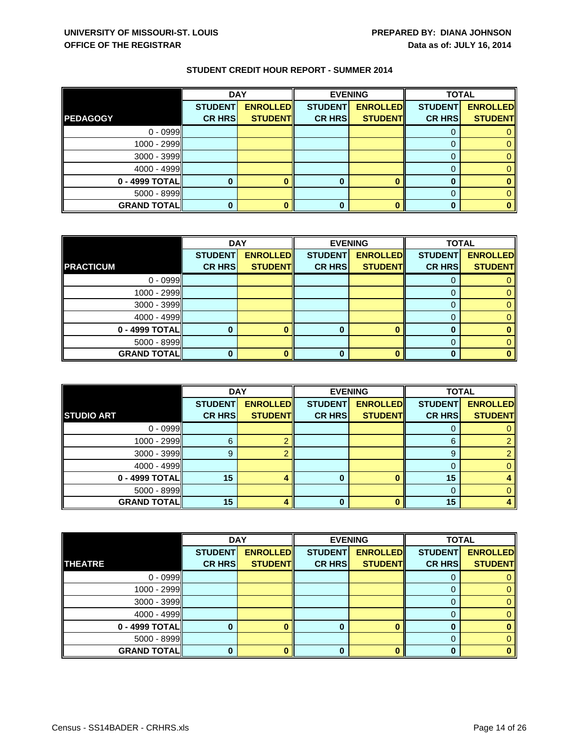**UNIVERSITY OF MISSOURI-ST. LOUIS**
**OFFICE OF THE REGISTRAR**

**PREPARED BY: DIANA JOHNSON**
**Data as of: JULY 16, 2014**

## STUDENT CREDIT HOUR REPORT - SUMMER 2014

| | DAY | | EVENING | | TOTAL | |
|---|---|---|---|---|---|---|
| **PEDAGOGY** | **STUDENT CR HRS** | **ENROLLED STUDENT** | **STUDENT CR HRS** | **ENROLLED STUDENT** | **STUDENT CR HRS** | **ENROLLED STUDENT** |
| 0 - 0999 | | | | | 0 | 0 |
| 1000 - 2999 | | | | | 0 | 0 |
| 3000 - 3999 | | | | | 0 | 0 |
| 4000 - 4999 | | | | | 0 | 0 |
| **0 - 4999 TOTAL** | **0** | **0** | **0** | **0** | **0** | **0** |
| 5000 - 8999 | | | | | 0 | 0 |
| **GRAND TOTAL** | **0** | **0** | **0** | **0** | **0** | **0** |

| | DAY | | EVENING | | TOTAL | |
|---|---|---|---|---|---|---|
| **PRACTICUM** | **STUDENT CR HRS** | **ENROLLED STUDENT** | **STUDENT CR HRS** | **ENROLLED STUDENT** | **STUDENT CR HRS** | **ENROLLED STUDENT** |
| 0 - 0999 | | | | | 0 | 0 |
| 1000 - 2999 | | | | | 0 | 0 |
| 3000 - 3999 | | | | | 0 | 0 |
| 4000 - 4999 | | | | | 0 | 0 |
| **0 - 4999 TOTAL** | **0** | **0** | **0** | **0** | **0** | **0** |
| 5000 - 8999 | | | | | 0 | 0 |
| **GRAND TOTAL** | **0** | **0** | **0** | **0** | **0** | **0** |

| | DAY | | EVENING | | TOTAL | |
|---|---|---|---|---|---|---|
| **STUDIO ART** | **STUDENT CR HRS** | **ENROLLED STUDENT** | **STUDENT CR HRS** | **ENROLLED STUDENT** | **STUDENT CR HRS** | **ENROLLED STUDENT** |
| 0 - 0999 | | | | | 0 | 0 |
| 1000 - 2999 | 6 | 2 | | | 6 | 2 |
| 3000 - 3999 | 9 | 2 | | | 9 | 2 |
| 4000 - 4999 | | | | | 0 | 0 |
| **0 - 4999 TOTAL** | **15** | **4** | **0** | **0** | **15** | **4** |
| 5000 - 8999 | | | | | 0 | 0 |
| **GRAND TOTAL** | **15** | **4** | **0** | **0** | **15** | **4** |

| | DAY | | EVENING | | TOTAL | |
|---|---|---|---|---|---|---|
| **THEATRE** | **STUDENT CR HRS** | **ENROLLED STUDENT** | **STUDENT CR HRS** | **ENROLLED STUDENT** | **STUDENT CR HRS** | **ENROLLED STUDENT** |
| 0 - 0999 | | | | | 0 | 0 |
| 1000 - 2999 | | | | | 0 | 0 |
| 3000 - 3999 | | | | | 0 | 0 |
| 4000 - 4999 | | | | | 0 | 0 |
| **0 - 4999 TOTAL** | **0** | **0** | **0** | **0** | **0** | **0** |
| 5000 - 8999 | | | | | 0 | 0 |
| **GRAND TOTAL** | **0** | **0** | **0** | **0** | **0** | **0** |

Census - SS14BADER - CRHRS.xls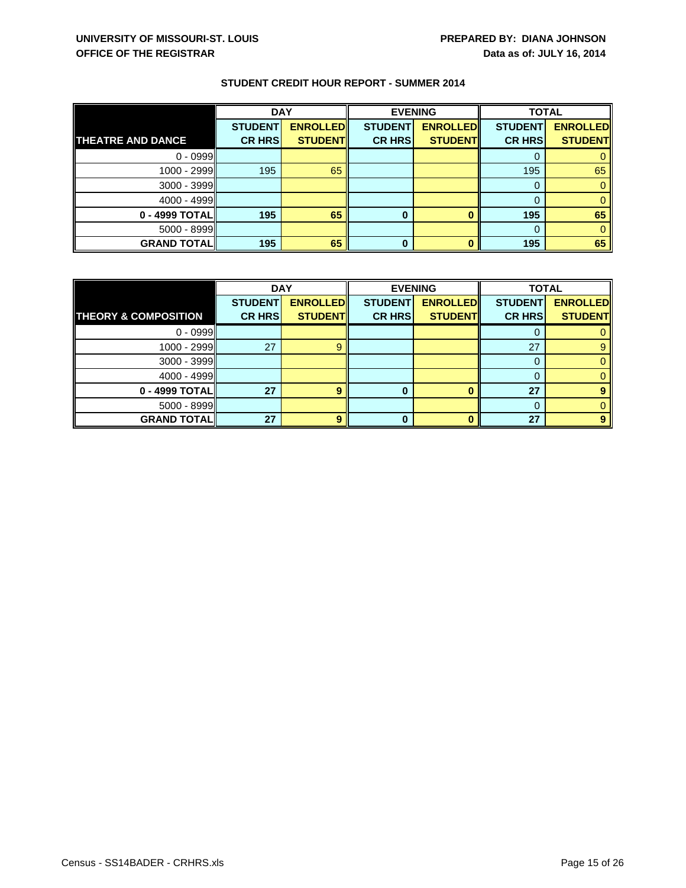UNIVERSITY OF MISSOURI-ST. LOUIS
OFFICE OF THE REGISTRAR

PREPARED BY: DIANA JOHNSON
Data as of: JULY 16, 2014

## STUDENT CREDIT HOUR REPORT - SUMMER 2014

| | DAY | | EVENING | | TOTAL | |
|---|---|---|---|---|---|---|
| **THEATRE AND DANCE** | **STUDENT CR HRS** | **ENROLLED STUDENT** | **STUDENT CR HRS** | **ENROLLED STUDENT** | **STUDENT CR HRS** | **ENROLLED STUDENT** |
| 0 - 0999 | | | | | 0 | 0 |
| 1000 - 2999 | 195 | 65 | | | 195 | 65 |
| 3000 - 3999 | | | | | 0 | 0 |
| 4000 - 4999 | | | | | 0 | 0 |
| **0 - 4999 TOTAL** | **195** | **65** | **0** | **0** | **195** | **65** |
| 5000 - 8999 | | | | | 0 | 0 |
| **GRAND TOTAL** | **195** | **65** | **0** | **0** | **195** | **65** |

| | DAY | | EVENING | | TOTAL | |
|---|---|---|---|---|---|---|
| **THEORY & COMPOSITION** | **STUDENT CR HRS** | **ENROLLED STUDENT** | **STUDENT CR HRS** | **ENROLLED STUDENT** | **STUDENT CR HRS** | **ENROLLED STUDENT** |
| 0 - 0999 | | | | | 0 | 0 |
| 1000 - 2999 | 27 | 9 | | | 27 | 9 |
| 3000 - 3999 | | | | | 0 | 0 |
| 4000 - 4999 | | | | | 0 | 0 |
| **0 - 4999 TOTAL** | **27** | **9** | **0** | **0** | **27** | **9** |
| 5000 - 8999 | | | | | 0 | 0 |
| **GRAND TOTAL** | **27** | **9** | **0** | **0** | **27** | **9** |

Census - SS14BADER - CRHRS.xls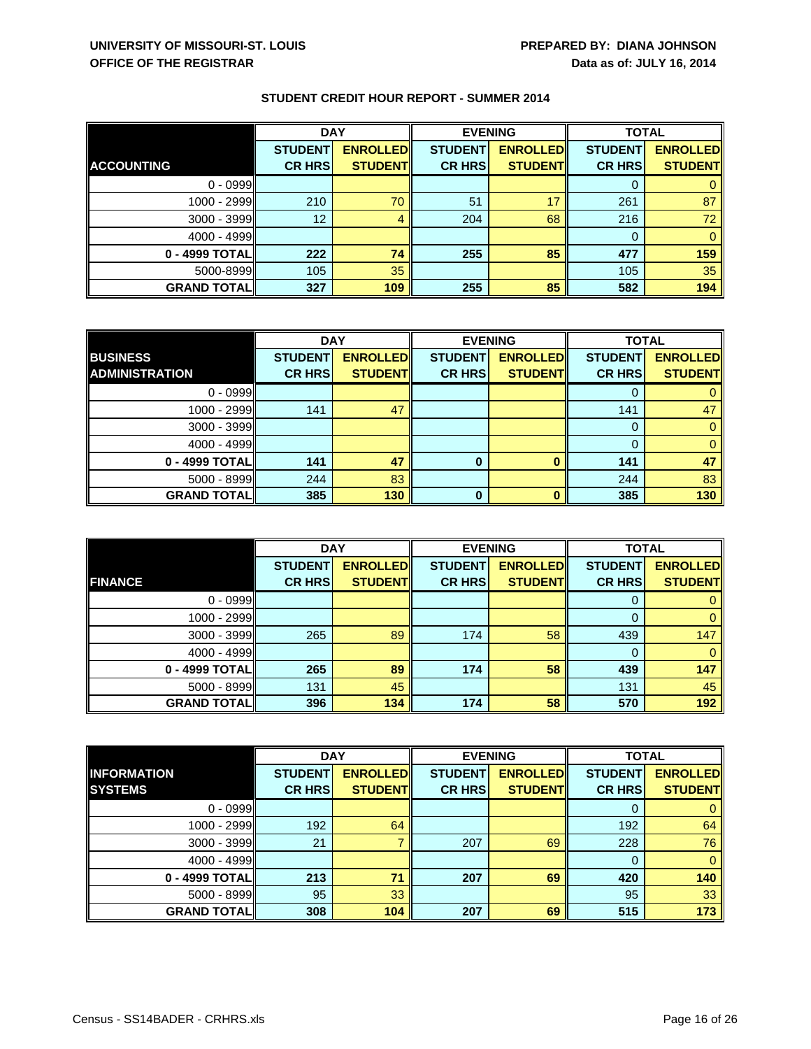**UNIVERSITY OF MISSOURI-ST. LOUIS**
**OFFICE OF THE REGISTRAR**

**PREPARED BY: DIANA JOHNSON**
**Data as of: JULY 16, 2014**

## STUDENT CREDIT HOUR REPORT - SUMMER 2014

| | DAY | | EVENING | | TOTAL | |
|---|---|---|---|---|---|---|
| **ACCOUNTING** | **STUDENT CR HRS** | **ENROLLED STUDENT** | **STUDENT CR HRS** | **ENROLLED STUDENT** | **STUDENT CR HRS** | **ENROLLED STUDENT** |
| 0 - 0999 | | | | | 0 | 0 |
| 1000 - 2999 | 210 | 70 | 51 | 17 | 261 | 87 |
| 3000 - 3999 | 12 | 4 | 204 | 68 | 216 | 72 |
| 4000 - 4999 | | | | | 0 | 0 |
| **0 - 4999 TOTAL** | **222** | **74** | **255** | **85** | **477** | **159** |
| 5000-8999 | 105 | 35 | | | 105 | 35 |
| **GRAND TOTAL** | **327** | **109** | **255** | **85** | **582** | **194** |

| | DAY | | EVENING | | TOTAL | |
|---|---|---|---|---|---|---|
| **BUSINESS ADMINISTRATION** | **STUDENT CR HRS** | **ENROLLED STUDENT** | **STUDENT CR HRS** | **ENROLLED STUDENT** | **STUDENT CR HRS** | **ENROLLED STUDENT** |
| 0 - 0999 | | | | | 0 | 0 |
| 1000 - 2999 | 141 | 47 | | | 141 | 47 |
| 3000 - 3999 | | | | | 0 | 0 |
| 4000 - 4999 | | | | | 0 | 0 |
| **0 - 4999 TOTAL** | **141** | **47** | **0** | **0** | **141** | **47** |
| 5000 - 8999 | 244 | 83 | | | 244 | 83 |
| **GRAND TOTAL** | **385** | **130** | **0** | **0** | **385** | **130** |

| | DAY | | EVENING | | TOTAL | |
|---|---|---|---|---|---|---|
| **FINANCE** | **STUDENT CR HRS** | **ENROLLED STUDENT** | **STUDENT CR HRS** | **ENROLLED STUDENT** | **STUDENT CR HRS** | **ENROLLED STUDENT** |
| 0 - 0999 | | | | | 0 | 0 |
| 1000 - 2999 | | | | | 0 | 0 |
| 3000 - 3999 | 265 | 89 | 174 | 58 | 439 | 147 |
| 4000 - 4999 | | | | | 0 | 0 |
| **0 - 4999 TOTAL** | **265** | **89** | **174** | **58** | **439** | **147** |
| 5000 - 8999 | 131 | 45 | | | 131 | 45 |
| **GRAND TOTAL** | **396** | **134** | **174** | **58** | **570** | **192** |

| | DAY | | EVENING | | TOTAL | |
|---|---|---|---|---|---|---|
| **INFORMATION SYSTEMS** | **STUDENT CR HRS** | **ENROLLED STUDENT** | **STUDENT CR HRS** | **ENROLLED STUDENT** | **STUDENT CR HRS** | **ENROLLED STUDENT** |
| 0 - 0999 | | | | | 0 | 0 |
| 1000 - 2999 | 192 | 64 | | | 192 | 64 |
| 3000 - 3999 | 21 | 7 | 207 | 69 | 228 | 76 |
| 4000 - 4999 | | | | | 0 | 0 |
| **0 - 4999 TOTAL** | **213** | **71** | **207** | **69** | **420** | **140** |
| 5000 - 8999 | 95 | 33 | | | 95 | 33 |
| **GRAND TOTAL** | **308** | **104** | **207** | **69** | **515** | **173** |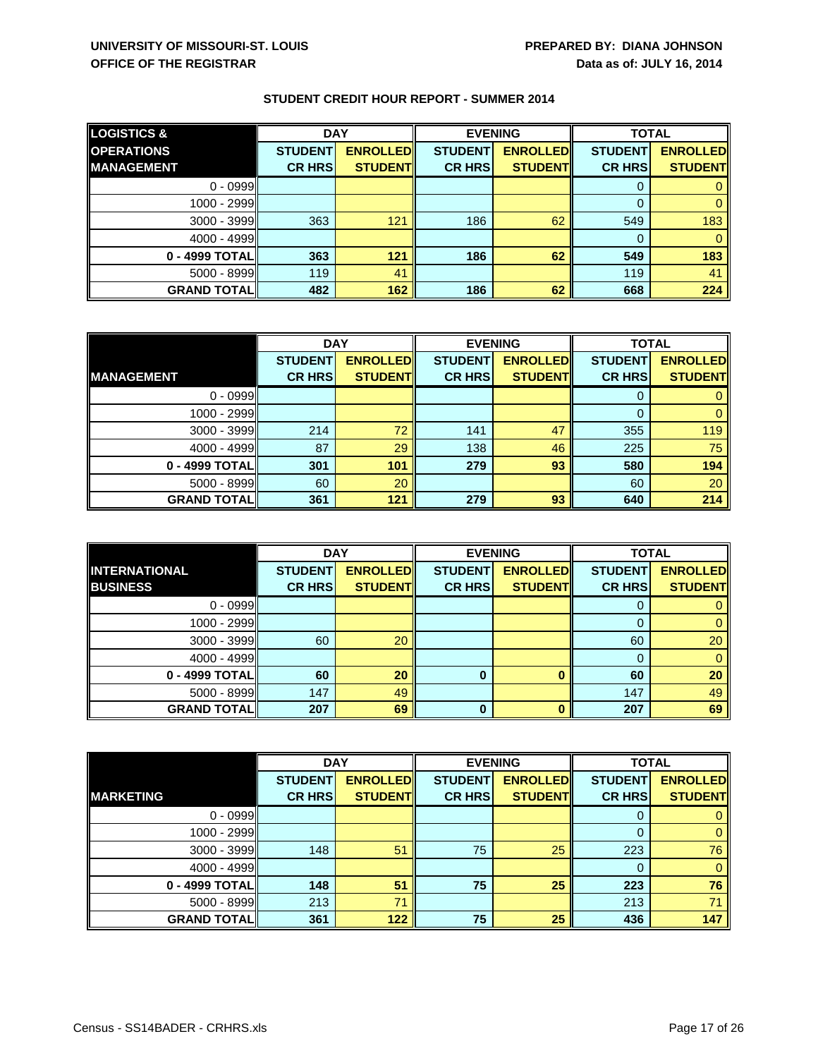UNIVERSITY OF MISSOURI-ST. LOUIS
OFFICE OF THE REGISTRAR

PREPARED BY: DIANA JOHNSON
Data as of: JULY 16, 2014

## STUDENT CREDIT HOUR REPORT - SUMMER 2014

| LOGISTICS & OPERATIONS MANAGEMENT | DAY | | EVENING | | TOTAL | |
|---|---|---|---|---|---|---|
| | STUDENT CR HRS | ENROLLED STUDENT | STUDENT CR HRS | ENROLLED STUDENT | STUDENT CR HRS | ENROLLED STUDENT |
| 0 - 0999 | | | | | 0 | 0 |
| 1000 - 2999 | | | | | 0 | 0 |
| 3000 - 3999 | 363 | 121 | 186 | 62 | 549 | 183 |
| 4000 - 4999 | | | | | 0 | 0 |
| **0 - 4999 TOTAL** | **363** | **121** | **186** | **62** | **549** | **183** |
| 5000 - 8999 | 119 | 41 | | | 119 | 41 |
| **GRAND TOTAL** | **482** | **162** | **186** | **62** | **668** | **224** |

| MANAGEMENT | DAY | | EVENING | | TOTAL | |
|---|---|---|---|---|---|---|
| | STUDENT CR HRS | ENROLLED STUDENT | STUDENT CR HRS | ENROLLED STUDENT | STUDENT CR HRS | ENROLLED STUDENT |
| 0 - 0999 | | | | | 0 | 0 |
| 1000 - 2999 | | | | | 0 | 0 |
| 3000 - 3999 | 214 | 72 | 141 | 47 | 355 | 119 |
| 4000 - 4999 | 87 | 29 | 138 | 46 | 225 | 75 |
| **0 - 4999 TOTAL** | **301** | **101** | **279** | **93** | **580** | **194** |
| 5000 - 8999 | 60 | 20 | | | 60 | 20 |
| **GRAND TOTAL** | **361** | **121** | **279** | **93** | **640** | **214** |

| INTERNATIONAL BUSINESS | DAY | | EVENING | | TOTAL | |
|---|---|---|---|---|---|---|
| | STUDENT CR HRS | ENROLLED STUDENT | STUDENT CR HRS | ENROLLED STUDENT | STUDENT CR HRS | ENROLLED STUDENT |
| 0 - 0999 | | | | | 0 | 0 |
| 1000 - 2999 | | | | | 0 | 0 |
| 3000 - 3999 | 60 | 20 | | | 60 | 20 |
| 4000 - 4999 | | | | | 0 | 0 |
| **0 - 4999 TOTAL** | **60** | **20** | **0** | **0** | **60** | **20** |
| 5000 - 8999 | 147 | 49 | | | 147 | 49 |
| **GRAND TOTAL** | **207** | **69** | **0** | **0** | **207** | **69** |

| MARKETING | DAY | | EVENING | | TOTAL | |
|---|---|---|---|---|---|---|
| | STUDENT CR HRS | ENROLLED STUDENT | STUDENT CR HRS | ENROLLED STUDENT | STUDENT CR HRS | ENROLLED STUDENT |
| 0 - 0999 | | | | | 0 | 0 |
| 1000 - 2999 | | | | | 0 | 0 |
| 3000 - 3999 | 148 | 51 | 75 | 25 | 223 | 76 |
| 4000 - 4999 | | | | | 0 | 0 |
| **0 - 4999 TOTAL** | **148** | **51** | **75** | **25** | **223** | **76** |
| 5000 - 8999 | 213 | 71 | | | 213 | 71 |
| **GRAND TOTAL** | **361** | **122** | **75** | **25** | **436** | **147** |

Census - SS14BADER - CRHRS.xls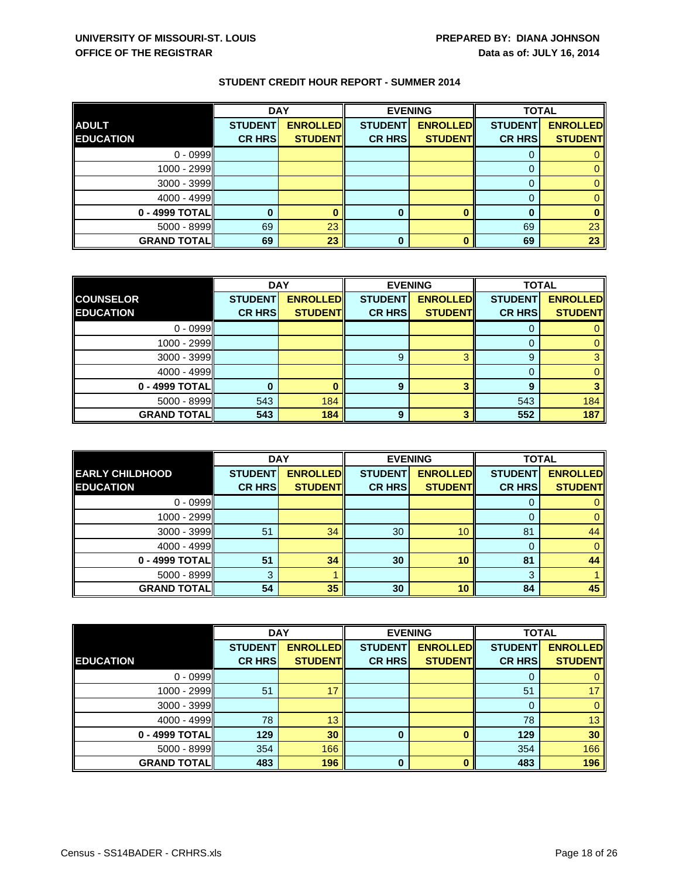UNIVERSITY OF MISSOURI-ST. LOUIS
OFFICE OF THE REGISTRAR

PREPARED BY: DIANA JOHNSON
Data as of: JULY 16, 2014

## STUDENT CREDIT HOUR REPORT - SUMMER 2014

| | DAY | | EVENING | | TOTAL | |
|---|---|---|---|---|---|---|
| **ADULT EDUCATION** | **STUDENT CR HRS** | **ENROLLED STUDENT** | **STUDENT CR HRS** | **ENROLLED STUDENT** | **STUDENT CR HRS** | **ENROLLED STUDENT** |
| 0 - 0999 | | | | | 0 | 0 |
| 1000 - 2999 | | | | | 0 | 0 |
| 3000 - 3999 | | | | | 0 | 0 |
| 4000 - 4999 | | | | | 0 | 0 |
| **0 - 4999 TOTAL** | **0** | **0** | **0** | **0** | **0** | **0** |
| 5000 - 8999 | 69 | 23 | | | 69 | 23 |
| **GRAND TOTAL** | **69** | **23** | **0** | **0** | **69** | **23** |

| | DAY | | EVENING | | TOTAL | |
|---|---|---|---|---|---|---|
| **COUNSELOR EDUCATION** | **STUDENT CR HRS** | **ENROLLED STUDENT** | **STUDENT CR HRS** | **ENROLLED STUDENT** | **STUDENT CR HRS** | **ENROLLED STUDENT** |
| 0 - 0999 | | | | | 0 | 0 |
| 1000 - 2999 | | | | | 0 | 0 |
| 3000 - 3999 | | | 9 | 3 | 9 | 3 |
| 4000 - 4999 | | | | | 0 | 0 |
| **0 - 4999 TOTAL** | **0** | **0** | **9** | **3** | **9** | **3** |
| 5000 - 8999 | 543 | 184 | | | 543 | 184 |
| **GRAND TOTAL** | **543** | **184** | **9** | **3** | **552** | **187** |

| | DAY | | EVENING | | TOTAL | |
|---|---|---|---|---|---|---|
| **EARLY CHILDHOOD EDUCATION** | **STUDENT CR HRS** | **ENROLLED STUDENT** | **STUDENT CR HRS** | **ENROLLED STUDENT** | **STUDENT CR HRS** | **ENROLLED STUDENT** |
| 0 - 0999 | | | | | 0 | 0 |
| 1000 - 2999 | | | | | 0 | 0 |
| 3000 - 3999 | 51 | 34 | 30 | 10 | 81 | 44 |
| 4000 - 4999 | | | | | 0 | 0 |
| **0 - 4999 TOTAL** | **51** | **34** | **30** | **10** | **81** | **44** |
| 5000 - 8999 | 3 | 1 | | | 3 | 1 |
| **GRAND TOTAL** | **54** | **35** | **30** | **10** | **84** | **45** |

| | DAY | | EVENING | | TOTAL | |
|---|---|---|---|---|---|---|
| **EDUCATION** | **STUDENT CR HRS** | **ENROLLED STUDENT** | **STUDENT CR HRS** | **ENROLLED STUDENT** | **STUDENT CR HRS** | **ENROLLED STUDENT** |
| 0 - 0999 | | | | | 0 | 0 |
| 1000 - 2999 | 51 | 17 | | | 51 | 17 |
| 3000 - 3999 | | | | | 0 | 0 |
| 4000 - 4999 | 78 | 13 | | | 78 | 13 |
| **0 - 4999 TOTAL** | **129** | **30** | **0** | **0** | **129** | **30** |
| 5000 - 8999 | 354 | 166 | | | 354 | 166 |
| **GRAND TOTAL** | **483** | **196** | **0** | **0** | **483** | **196** |

Census - SS14BADER - CRHRS.xls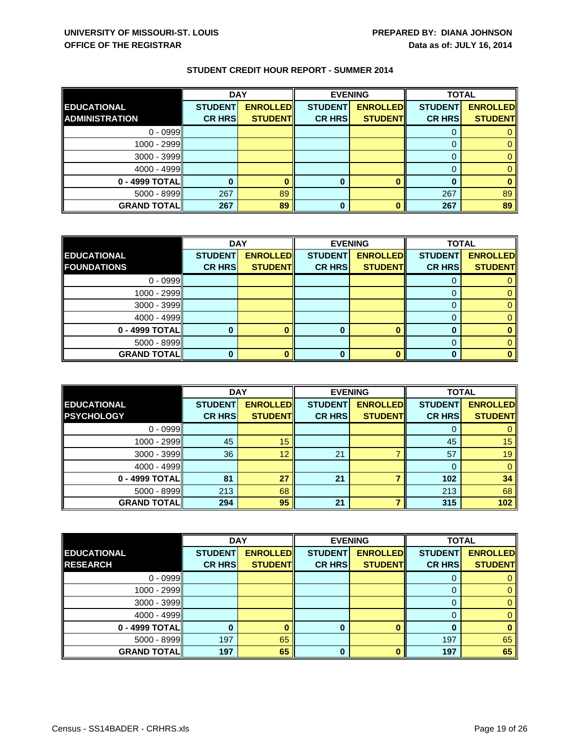**UNIVERSITY OF MISSOURI-ST. LOUIS**
**OFFICE OF THE REGISTRAR**

**PREPARED BY: DIANA JOHNSON**
**Data as of: JULY 16, 2014**

## STUDENT CREDIT HOUR REPORT - SUMMER 2014

| | DAY | | EVENING | | TOTAL | |
|---|---|---|---|---|---|---|
| **EDUCATIONAL ADMINISTRATION** | **STUDENT CR HRS** | **ENROLLED STUDENT** | **STUDENT CR HRS** | **ENROLLED STUDENT** | **STUDENT CR HRS** | **ENROLLED STUDENT** |
| 0 - 0999 | | | | | 0 | 0 |
| 1000 - 2999 | | | | | 0 | 0 |
| 3000 - 3999 | | | | | 0 | 0 |
| 4000 - 4999 | | | | | 0 | 0 |
| **0 - 4999 TOTAL** | **0** | **0** | **0** | **0** | **0** | **0** |
| 5000 - 8999 | 267 | 89 | | | 267 | 89 |
| **GRAND TOTAL** | **267** | **89** | **0** | **0** | **267** | **89** |

| | DAY | | EVENING | | TOTAL | |
|---|---|---|---|---|---|---|
| **EDUCATIONAL FOUNDATIONS** | **STUDENT CR HRS** | **ENROLLED STUDENT** | **STUDENT CR HRS** | **ENROLLED STUDENT** | **STUDENT CR HRS** | **ENROLLED STUDENT** |
| 0 - 0999 | | | | | 0 | 0 |
| 1000 - 2999 | | | | | 0 | 0 |
| 3000 - 3999 | | | | | 0 | 0 |
| 4000 - 4999 | | | | | 0 | 0 |
| **0 - 4999 TOTAL** | **0** | **0** | **0** | **0** | **0** | **0** |
| 5000 - 8999 | | | | | 0 | 0 |
| **GRAND TOTAL** | **0** | **0** | **0** | **0** | **0** | **0** |

| | DAY | | EVENING | | TOTAL | |
|---|---|---|---|---|---|---|
| **EDUCATIONAL PSYCHOLOGY** | **STUDENT CR HRS** | **ENROLLED STUDENT** | **STUDENT CR HRS** | **ENROLLED STUDENT** | **STUDENT CR HRS** | **ENROLLED STUDENT** |
| 0 - 0999 | | | | | 0 | 0 |
| 1000 - 2999 | 45 | 15 | | | 45 | 15 |
| 3000 - 3999 | 36 | 12 | 21 | 7 | 57 | 19 |
| 4000 - 4999 | | | | | 0 | 0 |
| **0 - 4999 TOTAL** | **81** | **27** | **21** | **7** | **102** | **34** |
| 5000 - 8999 | 213 | 68 | | | 213 | 68 |
| **GRAND TOTAL** | **294** | **95** | **21** | **7** | **315** | **102** |

| | DAY | | EVENING | | TOTAL | |
|---|---|---|---|---|---|---|
| **EDUCATIONAL RESEARCH** | **STUDENT CR HRS** | **ENROLLED STUDENT** | **STUDENT CR HRS** | **ENROLLED STUDENT** | **STUDENT CR HRS** | **ENROLLED STUDENT** |
| 0 - 0999 | | | | | 0 | 0 |
| 1000 - 2999 | | | | | 0 | 0 |
| 3000 - 3999 | | | | | 0 | 0 |
| 4000 - 4999 | | | | | 0 | 0 |
| **0 - 4999 TOTAL** | **0** | **0** | **0** | **0** | **0** | **0** |
| 5000 - 8999 | 197 | 65 | | | 197 | 65 |
| **GRAND TOTAL** | **197** | **65** | **0** | **0** | **197** | **65** |

Census - SS14BADER - CRHRS.xls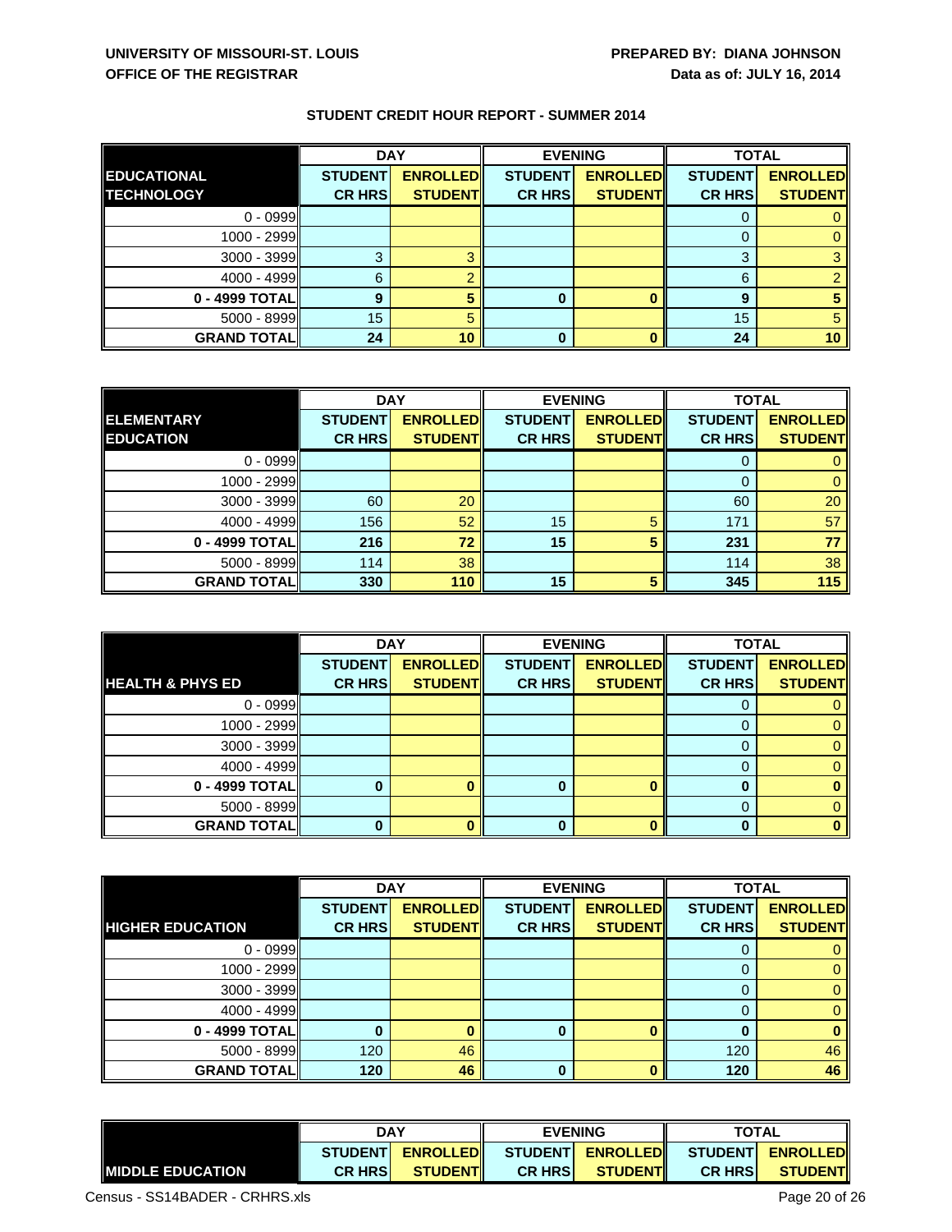# STUDENT CREDIT HOUR REPORT - SUMMER 2014

| | DAY | | EVENING | | TOTAL | |
|---|---|---|---|---|---|---|
| **EDUCATIONAL TECHNOLOGY** | **STUDENT CR HRS** | **ENROLLED STUDENT** | **STUDENT CR HRS** | **ENROLLED STUDENT** | **STUDENT CR HRS** | **ENROLLED STUDENT** |
| 0 - 0999 | | | | | 0 | 0 |
| 1000 - 2999 | | | | | 0 | 0 |
| 3000 - 3999 | 3 | 3 | | | 3 | 3 |
| 4000 - 4999 | 6 | 2 | | | 6 | 2 |
| **0 - 4999 TOTAL** | **9** | **5** | **0** | **0** | **9** | **5** |
| 5000 - 8999 | 15 | 5 | | | 15 | 5 |
| **GRAND TOTAL** | **24** | **10** | **0** | **0** | **24** | **10** |

| | DAY | | EVENING | | TOTAL | |
|---|---|---|---|---|---|---|
| **ELEMENTARY EDUCATION** | **STUDENT CR HRS** | **ENROLLED STUDENT** | **STUDENT CR HRS** | **ENROLLED STUDENT** | **STUDENT CR HRS** | **ENROLLED STUDENT** |
| 0 - 0999 | | | | | 0 | 0 |
| 1000 - 2999 | | | | | 0 | 0 |
| 3000 - 3999 | 60 | 20 | | | 60 | 20 |
| 4000 - 4999 | 156 | 52 | 15 | 5 | 171 | 57 |
| **0 - 4999 TOTAL** | **216** | **72** | **15** | **5** | **231** | **77** |
| 5000 - 8999 | 114 | 38 | | | 114 | 38 |
| **GRAND TOTAL** | **330** | **110** | **15** | **5** | **345** | **115** |

| | DAY | | EVENING | | TOTAL | |
|---|---|---|---|---|---|---|
| **HEALTH & PHYS ED** | **STUDENT CR HRS** | **ENROLLED STUDENT** | **STUDENT CR HRS** | **ENROLLED STUDENT** | **STUDENT CR HRS** | **ENROLLED STUDENT** |
| 0 - 0999 | | | | | 0 | 0 |
| 1000 - 2999 | | | | | 0 | 0 |
| 3000 - 3999 | | | | | 0 | 0 |
| 4000 - 4999 | | | | | 0 | 0 |
| **0 - 4999 TOTAL** | **0** | **0** | **0** | **0** | **0** | **0** |
| 5000 - 8999 | | | | | 0 | 0 |
| **GRAND TOTAL** | **0** | **0** | **0** | **0** | **0** | **0** |

| | DAY | | EVENING | | TOTAL | |
|---|---|---|---|---|---|---|
| **HIGHER EDUCATION** | **STUDENT CR HRS** | **ENROLLED STUDENT** | **STUDENT CR HRS** | **ENROLLED STUDENT** | **STUDENT CR HRS** | **ENROLLED STUDENT** |
| 0 - 0999 | | | | | 0 | 0 |
| 1000 - 2999 | | | | | 0 | 0 |
| 3000 - 3999 | | | | | 0 | 0 |
| 4000 - 4999 | | | | | 0 | 0 |
| **0 - 4999 TOTAL** | **0** | **0** | **0** | **0** | **0** | **0** |
| 5000 - 8999 | 120 | 46 | | | 120 | 46 |
| **GRAND TOTAL** | **120** | **46** | **0** | **0** | **120** | **46** |

| | DAY | | EVENING | | TOTAL | |
|---|---|---|---|---|---|---|
| **MIDDLE EDUCATION** | **STUDENT CR HRS** | **ENROLLED STUDENT** | **STUDENT CR HRS** | **ENROLLED STUDENT** | **STUDENT CR HRS** | **ENROLLED STUDENT** |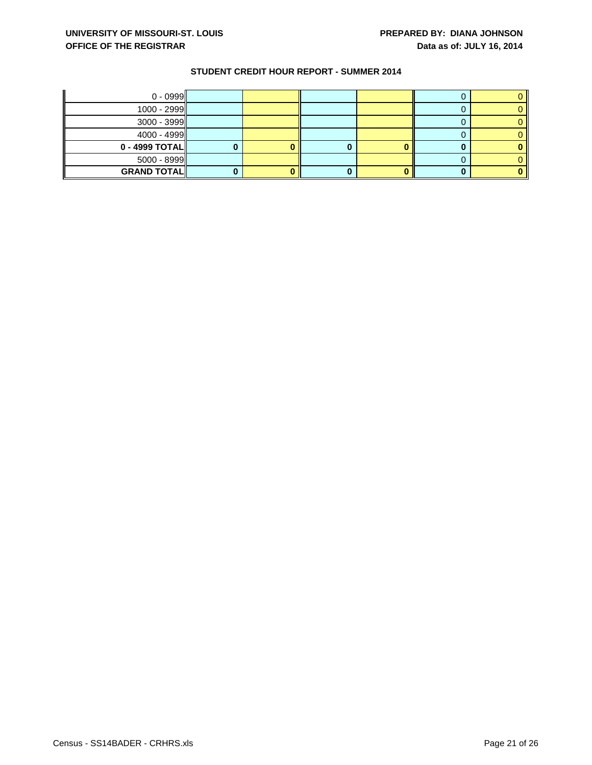UNIVERSITY OF MISSOURI-ST. LOUIS
OFFICE OF THE REGISTRAR

PREPARED BY: DIANA JOHNSON
Data as of: JULY 16, 2014

## STUDENT CREDIT HOUR REPORT - SUMMER 2014

| | | | | | | |
|---|---|---|---|---|---|---|
| 0 - 0999 | | | | | 0 | 0 |
| 1000 - 2999 | | | | | 0 | 0 |
| 3000 - 3999 | | | | | 0 | 0 |
| 4000 - 4999 | | | | | 0 | 0 |
| **0 - 4999 TOTAL** | **0** | **0** | **0** | **0** | **0** | **0** |
| 5000 - 8999 | | | | | 0 | 0 |
| **GRAND TOTAL** | **0** | **0** | **0** | **0** | **0** | **0** |

Census - SS14BADER - CRHRS.xls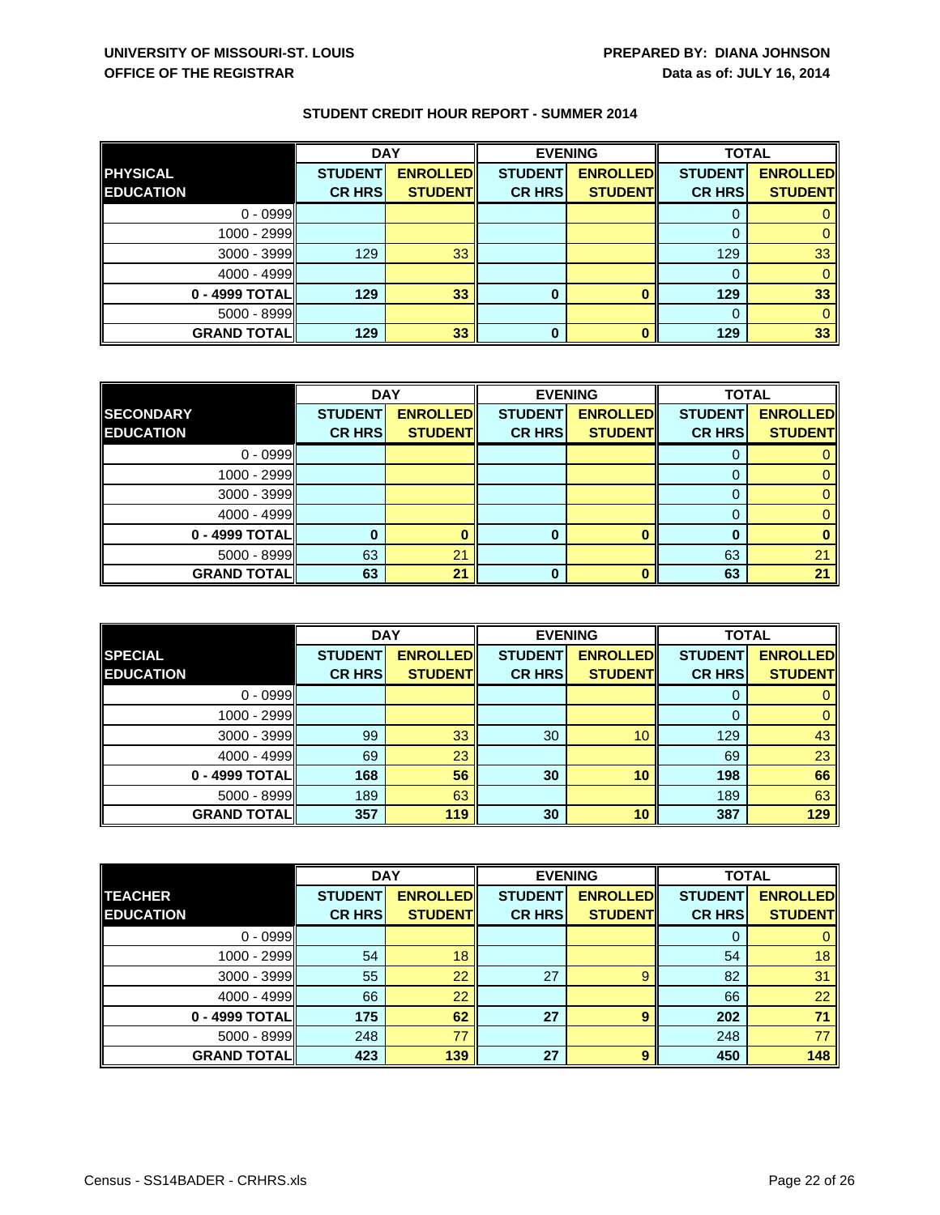**UNIVERSITY OF MISSOURI-ST. LOUIS**
**OFFICE OF THE REGISTRAR**

**PREPARED BY: DIANA JOHNSON**
**Data as of: JULY 16, 2014**

## STUDENT CREDIT HOUR REPORT - SUMMER 2014

| | DAY | | EVENING | | TOTAL | |
|---|---|---|---|---|---|---|
| **PHYSICAL EDUCATION** | **STUDENT CR HRS** | **ENROLLED STUDENT** | **STUDENT CR HRS** | **ENROLLED STUDENT** | **STUDENT CR HRS** | **ENROLLED STUDENT** |
| 0 - 0999 | | | | | 0 | 0 |
| 1000 - 2999 | | | | | 0 | 0 |
| 3000 - 3999 | 129 | 33 | | | 129 | 33 |
| 4000 - 4999 | | | | | 0 | 0 |
| **0 - 4999 TOTAL** | **129** | **33** | **0** | **0** | **129** | **33** |
| 5000 - 8999 | | | | | 0 | 0 |
| **GRAND TOTAL** | **129** | **33** | **0** | **0** | **129** | **33** |

| | DAY | | EVENING | | TOTAL | |
|---|---|---|---|---|---|---|
| **SECONDARY EDUCATION** | **STUDENT CR HRS** | **ENROLLED STUDENT** | **STUDENT CR HRS** | **ENROLLED STUDENT** | **STUDENT CR HRS** | **ENROLLED STUDENT** |
| 0 - 0999 | | | | | 0 | 0 |
| 1000 - 2999 | | | | | 0 | 0 |
| 3000 - 3999 | | | | | 0 | 0 |
| 4000 - 4999 | | | | | 0 | 0 |
| **0 - 4999 TOTAL** | **0** | **0** | **0** | **0** | **0** | **0** |
| 5000 - 8999 | 63 | 21 | | | 63 | 21 |
| **GRAND TOTAL** | **63** | **21** | **0** | **0** | **63** | **21** |

| | DAY | | EVENING | | TOTAL | |
|---|---|---|---|---|---|---|
| **SPECIAL EDUCATION** | **STUDENT CR HRS** | **ENROLLED STUDENT** | **STUDENT CR HRS** | **ENROLLED STUDENT** | **STUDENT CR HRS** | **ENROLLED STUDENT** |
| 0 - 0999 | | | | | 0 | 0 |
| 1000 - 2999 | | | | | 0 | 0 |
| 3000 - 3999 | 99 | 33 | 30 | 10 | 129 | 43 |
| 4000 - 4999 | 69 | 23 | | | 69 | 23 |
| **0 - 4999 TOTAL** | **168** | **56** | **30** | **10** | **198** | **66** |
| 5000 - 8999 | 189 | 63 | | | 189 | 63 |
| **GRAND TOTAL** | **357** | **119** | **30** | **10** | **387** | **129** |

| | DAY | | EVENING | | TOTAL | |
|---|---|---|---|---|---|---|
| **TEACHER EDUCATION** | **STUDENT CR HRS** | **ENROLLED STUDENT** | **STUDENT CR HRS** | **ENROLLED STUDENT** | **STUDENT CR HRS** | **ENROLLED STUDENT** |
| 0 - 0999 | | | | | 0 | 0 |
| 1000 - 2999 | 54 | 18 | | | 54 | 18 |
| 3000 - 3999 | 55 | 22 | 27 | 9 | 82 | 31 |
| 4000 - 4999 | 66 | 22 | | | 66 | 22 |
| **0 - 4999 TOTAL** | **175** | **62** | **27** | **9** | **202** | **71** |
| 5000 - 8999 | 248 | 77 | | | 248 | 77 |
| **GRAND TOTAL** | **423** | **139** | **27** | **9** | **450** | **148** |

Census - SS14BADER - CRHRS.xls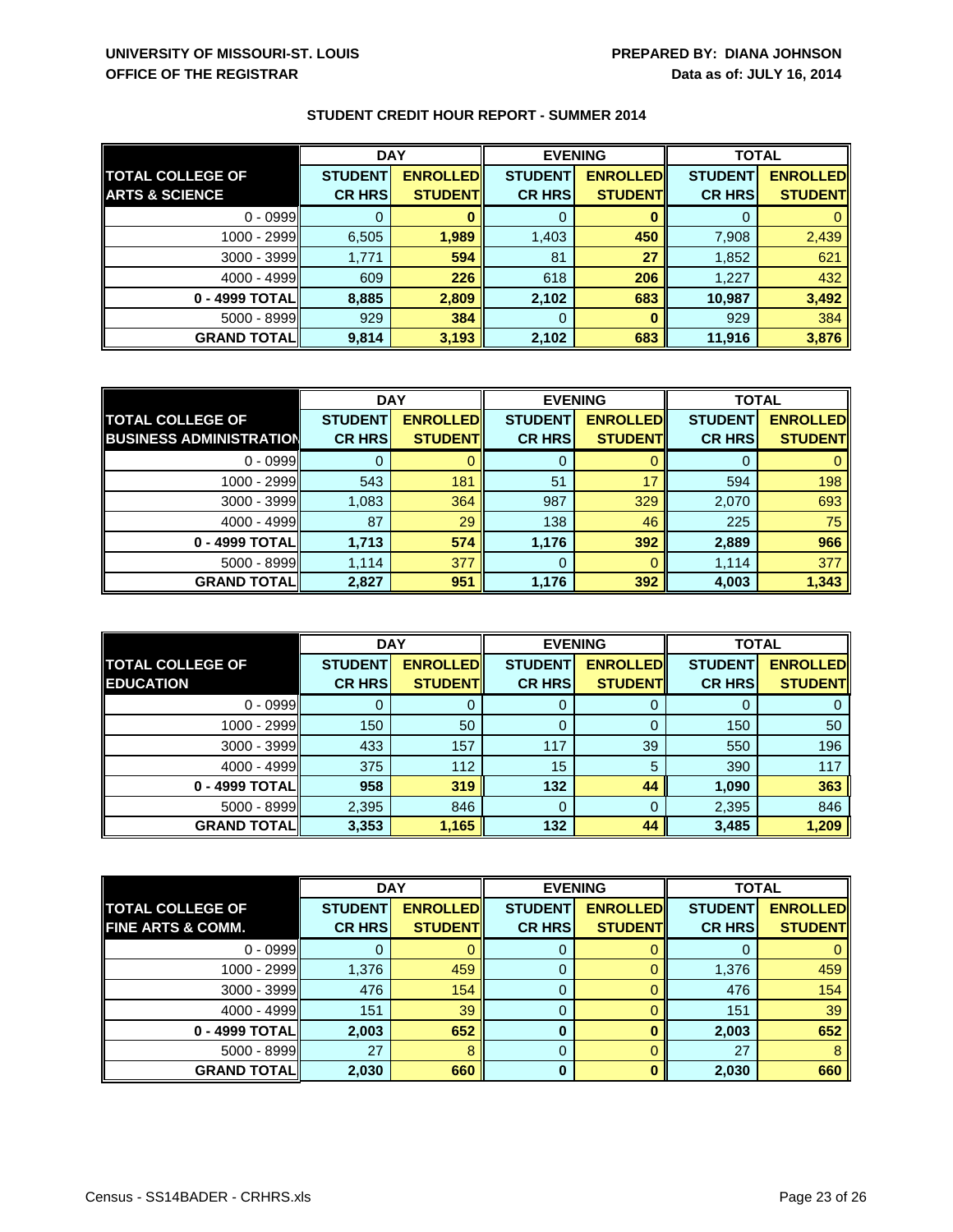**UNIVERSITY OF MISSOURI-ST. LOUIS**
**OFFICE OF THE REGISTRAR**

**PREPARED BY: DIANA JOHNSON**
**Data as of: JULY 16, 2014**

## STUDENT CREDIT HOUR REPORT - SUMMER 2014

| TOTAL COLLEGE OF ARTS & SCIENCE | DAY | | EVENING | | TOTAL | |
|---|---|---|---|---|---|---|
| | STUDENT CR HRS | ENROLLED STUDENT | STUDENT CR HRS | ENROLLED STUDENT | STUDENT CR HRS | ENROLLED STUDENT |
| 0 - 0999 | 0 | 0 | 0 | 0 | 0 | 0 |
| 1000 - 2999 | 6,505 | 1,989 | 1,403 | 450 | 7,908 | 2,439 |
| 3000 - 3999 | 1,771 | 594 | 81 | 27 | 1,852 | 621 |
| 4000 - 4999 | 609 | 226 | 618 | 206 | 1,227 | 432 |
| **0 - 4999 TOTAL** | **8,885** | **2,809** | **2,102** | **683** | **10,987** | **3,492** |
| 5000 - 8999 | 929 | 384 | 0 | 0 | 929 | 384 |
| **GRAND TOTAL** | **9,814** | **3,193** | **2,102** | **683** | **11,916** | **3,876** |

| TOTAL COLLEGE OF BUSINESS ADMINISTRATION | DAY | | EVENING | | TOTAL | |
|---|---|---|---|---|---|---|
| | STUDENT CR HRS | ENROLLED STUDENT | STUDENT CR HRS | ENROLLED STUDENT | STUDENT CR HRS | ENROLLED STUDENT |
| 0 - 0999 | 0 | 0 | 0 | 0 | 0 | 0 |
| 1000 - 2999 | 543 | 181 | 51 | 17 | 594 | 198 |
| 3000 - 3999 | 1,083 | 364 | 987 | 329 | 2,070 | 693 |
| 4000 - 4999 | 87 | 29 | 138 | 46 | 225 | 75 |
| **0 - 4999 TOTAL** | **1,713** | **574** | **1,176** | **392** | **2,889** | **966** |
| 5000 - 8999 | 1,114 | 377 | 0 | 0 | 1,114 | 377 |
| **GRAND TOTAL** | **2,827** | **951** | **1,176** | **392** | **4,003** | **1,343** |

| TOTAL COLLEGE OF EDUCATION | DAY | | EVENING | | TOTAL | |
|---|---|---|---|---|---|---|
| | STUDENT CR HRS | ENROLLED STUDENT | STUDENT CR HRS | ENROLLED STUDENT | STUDENT CR HRS | ENROLLED STUDENT |
| 0 - 0999 | 0 | 0 | 0 | 0 | 0 | 0 |
| 1000 - 2999 | 150 | 50 | 0 | 0 | 150 | 50 |
| 3000 - 3999 | 433 | 157 | 117 | 39 | 550 | 196 |
| 4000 - 4999 | 375 | 112 | 15 | 5 | 390 | 117 |
| **0 - 4999 TOTAL** | **958** | **319** | **132** | **44** | **1,090** | **363** |
| 5000 - 8999 | 2,395 | 846 | 0 | 0 | 2,395 | 846 |
| **GRAND TOTAL** | **3,353** | **1,165** | **132** | **44** | **3,485** | **1,209** |

| TOTAL COLLEGE OF FINE ARTS & COMM. | DAY | | EVENING | | TOTAL | |
|---|---|---|---|---|---|---|
| | STUDENT CR HRS | ENROLLED STUDENT | STUDENT CR HRS | ENROLLED STUDENT | STUDENT CR HRS | ENROLLED STUDENT |
| 0 - 0999 | 0 | 0 | 0 | 0 | 0 | 0 |
| 1000 - 2999 | 1,376 | 459 | 0 | 0 | 1,376 | 459 |
| 3000 - 3999 | 476 | 154 | 0 | 0 | 476 | 154 |
| 4000 - 4999 | 151 | 39 | 0 | 0 | 151 | 39 |
| **0 - 4999 TOTAL** | **2,003** | **652** | **0** | **0** | **2,003** | **652** |
| 5000 - 8999 | 27 | 8 | 0 | 0 | 27 | 8 |
| **GRAND TOTAL** | **2,030** | **660** | **0** | **0** | **2,030** | **660** |

Census - SS14BADER - CRHRS.xls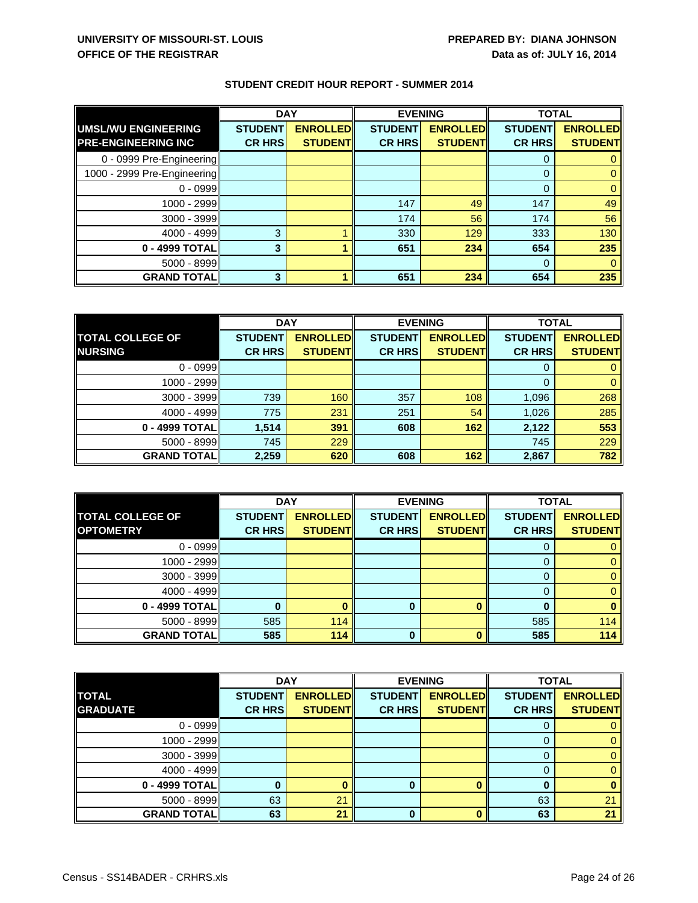UNIVERSITY OF MISSOURI-ST. LOUIS
OFFICE OF THE REGISTRAR

PREPARED BY: DIANA JOHNSON
Data as of: JULY 16, 2014

## STUDENT CREDIT HOUR REPORT - SUMMER 2014

| | DAY | | EVENING | | TOTAL | |
|---|---|---|---|---|---|---|
| **UMSL/WU ENGINEERING PRE-ENGINEERING INC** | **STUDENT CR HRS** | **ENROLLED STUDENT** | **STUDENT CR HRS** | **ENROLLED STUDENT** | **STUDENT CR HRS** | **ENROLLED STUDENT** |
| 0 - 0999 Pre-Engineering | | | | | 0 | 0 |
| 1000 - 2999 Pre-Engineering | | | | | 0 | 0 |
| 0 - 0999 | | | | | 0 | 0 |
| 1000 - 2999 | | | 147 | 49 | 147 | 49 |
| 3000 - 3999 | | | 174 | 56 | 174 | 56 |
| 4000 - 4999 | 3 | 1 | 330 | 129 | 333 | 130 |
| **0 - 4999 TOTAL** | **3** | **1** | **651** | **234** | **654** | **235** |
| 5000 - 8999 | | | | | 0 | 0 |
| **GRAND TOTAL** | **3** | **1** | **651** | **234** | **654** | **235** |

| | DAY | | EVENING | | TOTAL | |
|---|---|---|---|---|---|---|
| **TOTAL COLLEGE OF NURSING** | **STUDENT CR HRS** | **ENROLLED STUDENT** | **STUDENT CR HRS** | **ENROLLED STUDENT** | **STUDENT CR HRS** | **ENROLLED STUDENT** |
| 0 - 0999 | | | | | 0 | 0 |
| 1000 - 2999 | | | | | 0 | 0 |
| 3000 - 3999 | 739 | 160 | 357 | 108 | 1,096 | 268 |
| 4000 - 4999 | 775 | 231 | 251 | 54 | 1,026 | 285 |
| **0 - 4999 TOTAL** | **1,514** | **391** | **608** | **162** | **2,122** | **553** |
| 5000 - 8999 | 745 | 229 | | | 745 | 229 |
| **GRAND TOTAL** | **2,259** | **620** | **608** | **162** | **2,867** | **782** |

| | DAY | | EVENING | | TOTAL | |
|---|---|---|---|---|---|---|
| **TOTAL COLLEGE OF OPTOMETRY** | **STUDENT CR HRS** | **ENROLLED STUDENT** | **STUDENT CR HRS** | **ENROLLED STUDENT** | **STUDENT CR HRS** | **ENROLLED STUDENT** |
| 0 - 0999 | | | | | 0 | 0 |
| 1000 - 2999 | | | | | 0 | 0 |
| 3000 - 3999 | | | | | 0 | 0 |
| 4000 - 4999 | | | | | 0 | 0 |
| **0 - 4999 TOTAL** | **0** | **0** | **0** | **0** | **0** | **0** |
| 5000 - 8999 | 585 | 114 | | | 585 | 114 |
| **GRAND TOTAL** | **585** | **114** | **0** | **0** | **585** | **114** |

| | DAY | | EVENING | | TOTAL | |
|---|---|---|---|---|---|---|
| **TOTAL GRADUATE** | **STUDENT CR HRS** | **ENROLLED STUDENT** | **STUDENT CR HRS** | **ENROLLED STUDENT** | **STUDENT CR HRS** | **ENROLLED STUDENT** |
| 0 - 0999 | | | | | 0 | 0 |
| 1000 - 2999 | | | | | 0 | 0 |
| 3000 - 3999 | | | | | 0 | 0 |
| 4000 - 4999 | | | | | 0 | 0 |
| **0 - 4999 TOTAL** | **0** | **0** | **0** | **0** | **0** | **0** |
| 5000 - 8999 | 63 | 21 | | | 63 | 21 |
| **GRAND TOTAL** | **63** | **21** | **0** | **0** | **63** | **21** |

Census - SS14BADER - CRHRS.xls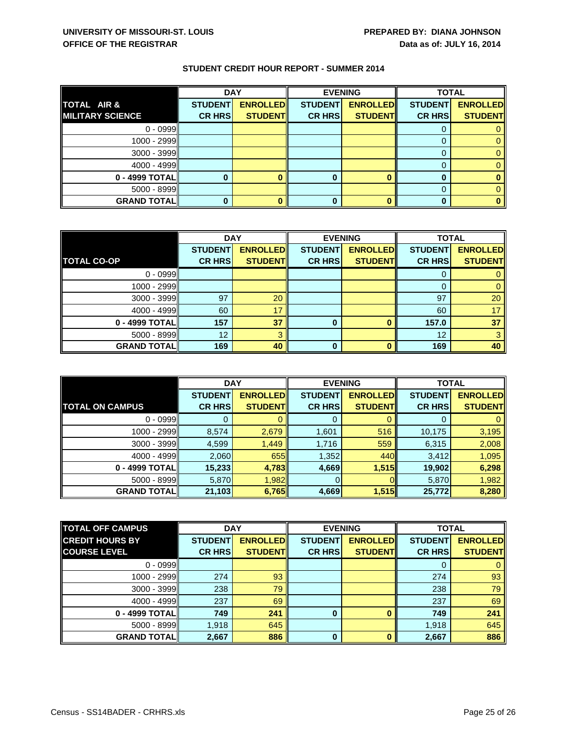**UNIVERSITY OF MISSOURI-ST. LOUIS**
**OFFICE OF THE REGISTRAR**

**PREPARED BY: DIANA JOHNSON**
**Data as of: JULY 16, 2014**

## STUDENT CREDIT HOUR REPORT - SUMMER 2014

| TOTAL AIR & MILITARY SCIENCE | DAY | | EVENING | | TOTAL | |
|---|---|---|---|---|---|---|
| | STUDENT CR HRS | ENROLLED STUDENT | STUDENT CR HRS | ENROLLED STUDENT | STUDENT CR HRS | ENROLLED STUDENT |
| 0 - 0999 | | | | | 0 | 0 |
| 1000 - 2999 | | | | | 0 | 0 |
| 3000 - 3999 | | | | | 0 | 0 |
| 4000 - 4999 | | | | | 0 | 0 |
| **0 - 4999 TOTAL** | **0** | **0** | **0** | **0** | **0** | **0** |
| 5000 - 8999 | | | | | 0 | 0 |
| **GRAND TOTAL** | **0** | **0** | **0** | **0** | **0** | **0** |

| TOTAL CO-OP | DAY | | EVENING | | TOTAL | |
|---|---|---|---|---|---|---|
| | STUDENT CR HRS | ENROLLED STUDENT | STUDENT CR HRS | ENROLLED STUDENT | STUDENT CR HRS | ENROLLED STUDENT |
| 0 - 0999 | | | | | 0 | 0 |
| 1000 - 2999 | | | | | 0 | 0 |
| 3000 - 3999 | 97 | 20 | | | 97 | 20 |
| 4000 - 4999 | 60 | 17 | | | 60 | 17 |
| **0 - 4999 TOTAL** | **157** | **37** | **0** | **0** | **157.0** | **37** |
| 5000 - 8999 | 12 | 3 | | | 12 | 3 |
| **GRAND TOTAL** | **169** | **40** | **0** | **0** | **169** | **40** |

| TOTAL ON CAMPUS | DAY | | EVENING | | TOTAL | |
|---|---|---|---|---|---|---|
| | STUDENT CR HRS | ENROLLED STUDENT | STUDENT CR HRS | ENROLLED STUDENT | STUDENT CR HRS | ENROLLED STUDENT |
| 0 - 0999 | 0 | 0 | 0 | 0 | 0 | 0 |
| 1000 - 2999 | 8,574 | 2,679 | 1,601 | 516 | 10,175 | 3,195 |
| 3000 - 3999 | 4,599 | 1,449 | 1,716 | 559 | 6,315 | 2,008 |
| 4000 - 4999 | 2,060 | 655 | 1,352 | 440 | 3,412 | 1,095 |
| **0 - 4999 TOTAL** | **15,233** | **4,783** | **4,669** | **1,515** | **19,902** | **6,298** |
| 5000 - 8999 | 5,870 | 1,982 | 0 | 0 | 5,870 | 1,982 |
| **GRAND TOTAL** | **21,103** | **6,765** | **4,669** | **1,515** | **25,772** | **8,280** |

| TOTAL OFF CAMPUS CREDIT HOURS BY COURSE LEVEL | DAY | | EVENING | | TOTAL | |
|---|---|---|---|---|---|---|
| | STUDENT CR HRS | ENROLLED STUDENT | STUDENT CR HRS | ENROLLED STUDENT | STUDENT CR HRS | ENROLLED STUDENT |
| 0 - 0999 | | | | | 0 | 0 |
| 1000 - 2999 | 274 | 93 | | | 274 | 93 |
| 3000 - 3999 | 238 | 79 | | | 238 | 79 |
| 4000 - 4999 | 237 | 69 | | | 237 | 69 |
| **0 - 4999 TOTAL** | **749** | **241** | **0** | **0** | **749** | **241** |
| 5000 - 8999 | 1,918 | 645 | | | 1,918 | 645 |
| **GRAND TOTAL** | **2,667** | **886** | **0** | **0** | **2,667** | **886** |

Census - SS14BADER - CRHRS.xls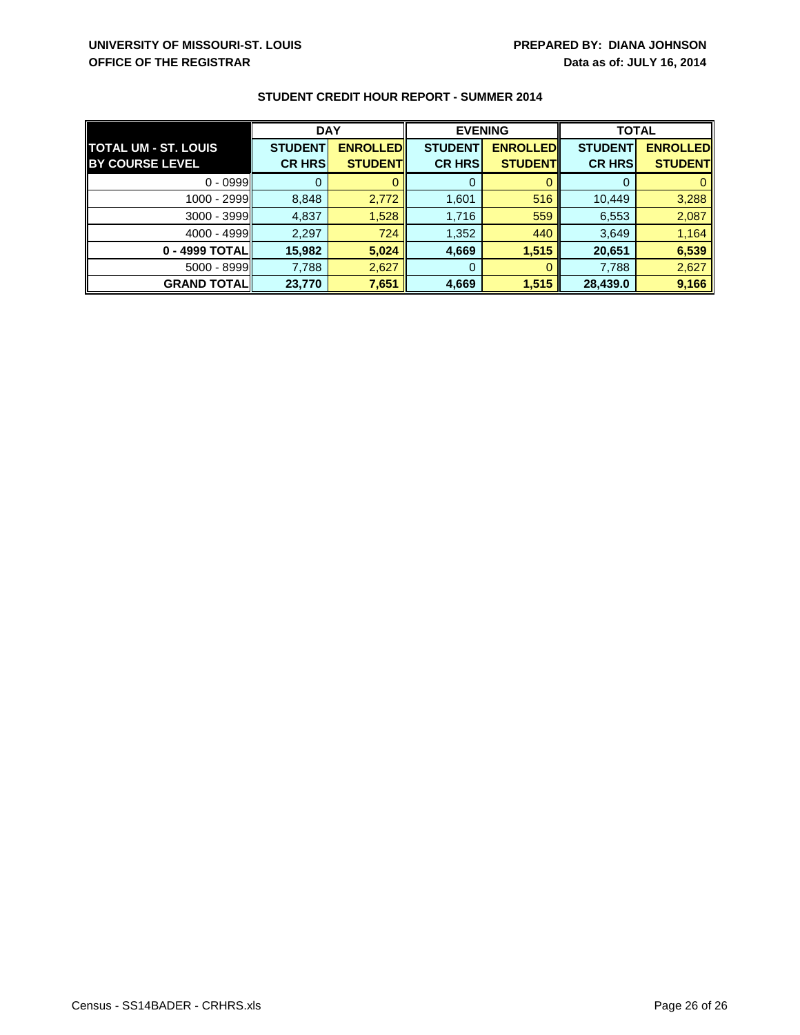**UNIVERSITY OF MISSOURI-ST. LOUIS**
**OFFICE OF THE REGISTRAR**

**PREPARED BY: DIANA JOHNSON**
**Data as of: JULY 16, 2014**

## STUDENT CREDIT HOUR REPORT - SUMMER 2014

| TOTAL UM - ST. LOUIS BY COURSE LEVEL | DAY | | EVENING | | TOTAL | |
|---|---|---|---|---|---|---|
| | STUDENT CR HRS | ENROLLED STUDENT | STUDENT CR HRS | ENROLLED STUDENT | STUDENT CR HRS | ENROLLED STUDENT |
| 0 - 0999 | 0 | 0 | 0 | 0 | 0 | 0 |
| 1000 - 2999 | 8,848 | 2,772 | 1,601 | 516 | 10,449 | 3,288 |
| 3000 - 3999 | 4,837 | 1,528 | 1,716 | 559 | 6,553 | 2,087 |
| 4000 - 4999 | 2,297 | 724 | 1,352 | 440 | 3,649 | 1,164 |
| **0 - 4999 TOTAL** | **15,982** | **5,024** | **4,669** | **1,515** | **20,651** | **6,539** |
| 5000 - 8999 | 7,788 | 2,627 | 0 | 0 | 7,788 | 2,627 |
| **GRAND TOTAL** | **23,770** | **7,651** | **4,669** | **1,515** | **28,439.0** | **9,166** |

Census - SS14BADER - CRHRS.xls